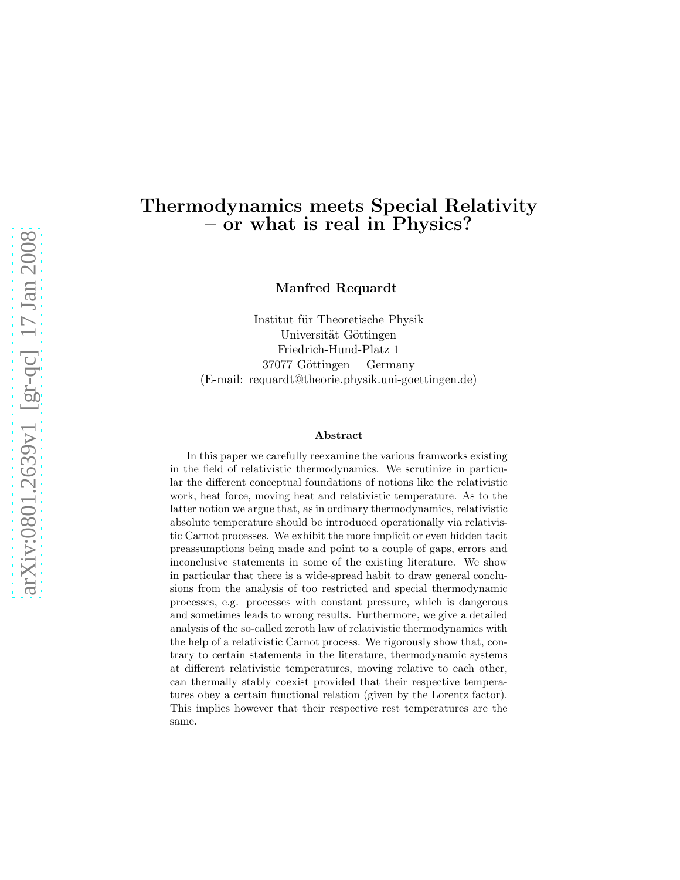# Thermodynamics meets Special Relativity – or what is real in Physics?

**Manfred Requardt**

Institut für Theoretische Physik
Universität Göttingen
Friedrich-Hund-Platz 1
37077 Göttingen Germany
(E-mail: requardt@theorie.physik.uni-goettingen.de)

### Abstract

In this paper we carefully reexamine the various framworks existing in the field of relativistic thermodynamics. We scrutinize in particular the different conceptual foundations of notions like the relativistic work, heat force, moving heat and relativistic temperature. As to the latter notion we argue that, as in ordinary thermodynamics, relativistic absolute temperature should be introduced operationally via relativistic Carnot processes. We exhibit the more implicit or even hidden tacit preassumptions being made and point to a couple of gaps, errors and inconclusive statements in some of the existing literature. We show in particular that there is a wide-spread habit to draw general conclusions from the analysis of too restricted and special thermodynamic processes, e.g. processes with constant pressure, which is dangerous and sometimes leads to wrong results. Furthermore, we give a detailed analysis of the so-called zeroth law of relativistic thermodynamics with the help of a relativistic Carnot process. We rigorously show that, contrary to certain statements in the literature, thermodynamic systems at different relativistic temperatures, moving relative to each other, can thermally stably coexist provided that their respective temperatures obey a certain functional relation (given by the Lorentz factor). This implies however that their respective rest temperatures are the same.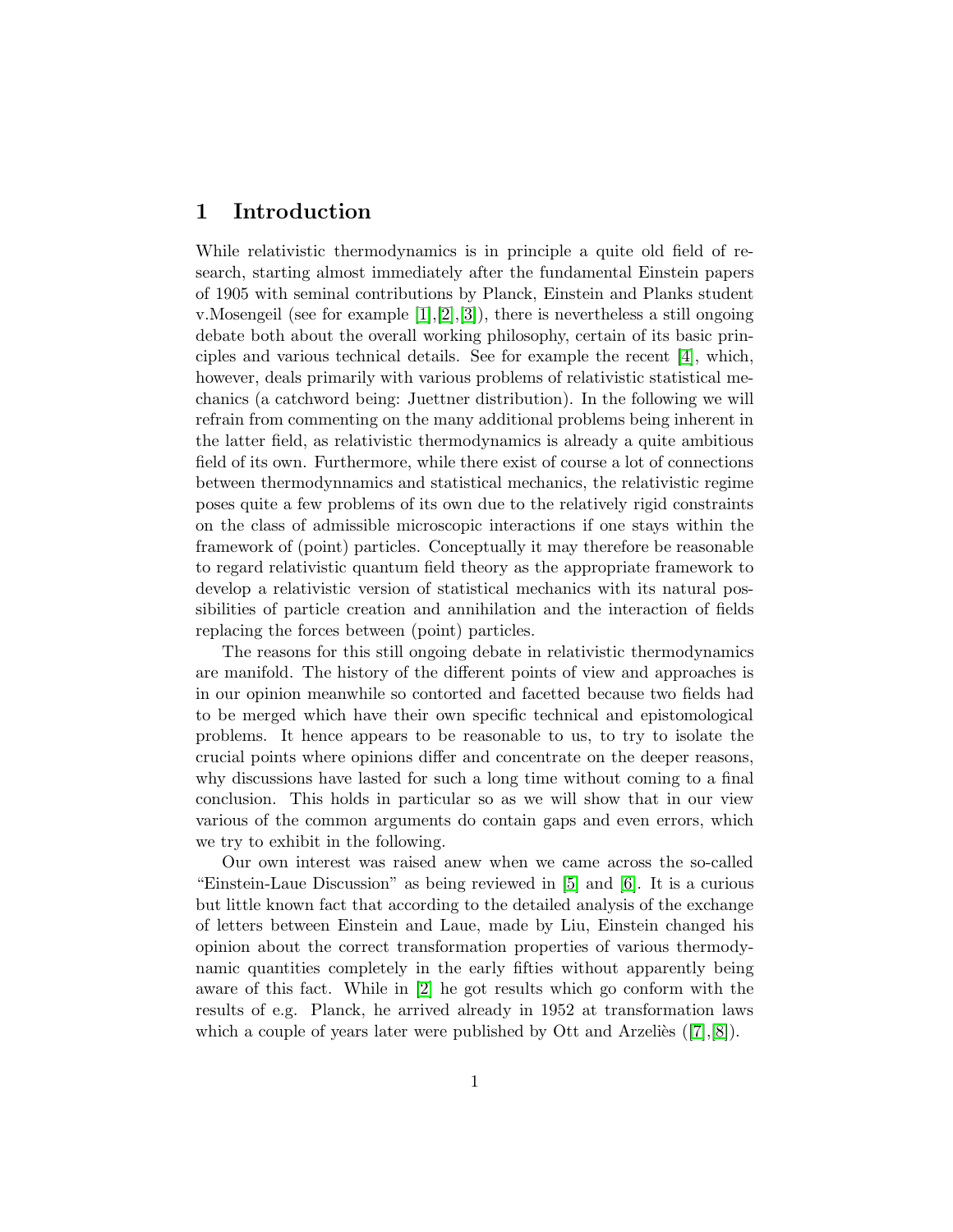# 1 Introduction

While relativistic thermodynamics is in principle a quite old field of research, starting almost immediately after the fundamental Einstein papers of 1905 with seminal contributions by Planck, Einstein and Planks student v.Mosengeil (see for example [1],[2],[3]), there is nevertheless a still ongoing debate both about the overall working philosophy, certain of its basic principles and various technical details. See for example the recent [4], which, however, deals primarily with various problems of relativistic statistical mechanics (a catchword being: Juettner distribution). In the following we will refrain from commenting on the many additional problems being inherent in the latter field, as relativistic thermodynamics is already a quite ambitious field of its own. Furthermore, while there exist of course a lot of connections between thermodynnamics and statistical mechanics, the relativistic regime poses quite a few problems of its own due to the relatively rigid constraints on the class of admissible microscopic interactions if one stays within the framework of (point) particles. Conceptually it may therefore be reasonable to regard relativistic quantum field theory as the appropriate framework to develop a relativistic version of statistical mechanics with its natural possibilities of particle creation and annihilation and the interaction of fields replacing the forces between (point) particles.

The reasons for this still ongoing debate in relativistic thermodynamics are manifold. The history of the different points of view and approaches is in our opinion meanwhile so contorted and facetted because two fields had to be merged which have their own specific technical and epistomological problems. It hence appears to be reasonable to us, to try to isolate the crucial points where opinions differ and concentrate on the deeper reasons, why discussions have lasted for such a long time without coming to a final conclusion. This holds in particular so as we will show that in our view various of the common arguments do contain gaps and even errors, which we try to exhibit in the following.

Our own interest was raised anew when we came across the so-called "Einstein-Laue Discussion" as being reviewed in [5] and [6]. It is a curious but little known fact that according to the detailed analysis of the exchange of letters between Einstein and Laue, made by Liu, Einstein changed his opinion about the correct transformation properties of various thermodynamic quantities completely in the early fifties without apparently being aware of this fact. While in [2] he got results which go conform with the results of e.g. Planck, he arrived already in 1952 at transformation laws which a couple of years later were published by Ott and Arzeliès ([7],[8]).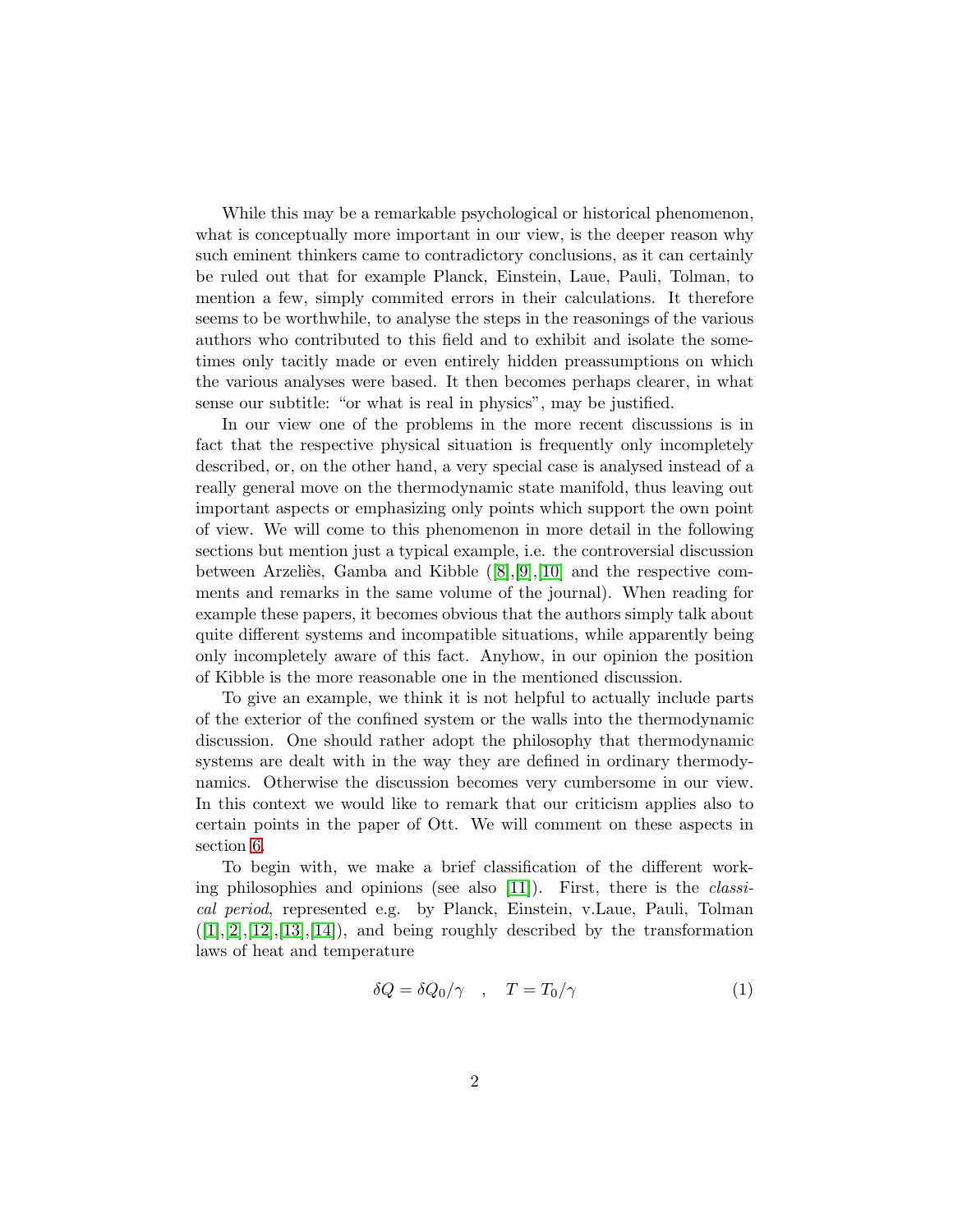While this may be a remarkable psychological or historical phenomenon, what is conceptually more important in our view, is the deeper reason why such eminent thinkers came to contradictory conclusions, as it can certainly be ruled out that for example Planck, Einstein, Laue, Pauli, Tolman, to mention a few, simply commited errors in their calculations. It therefore seems to be worthwhile, to analyse the steps in the reasonings of the various authors who contributed to this field and to exhibit and isolate the sometimes only tacitly made or even entirely hidden preassumptions on which the various analyses were based. It then becomes perhaps clearer, in what sense our subtitle: "or what is real in physics", may be justified.

In our view one of the problems in the more recent discussions is in fact that the respective physical situation is frequently only incompletely described, or, on the other hand, a very special case is analysed instead of a really general move on the thermodynamic state manifold, thus leaving out important aspects or emphasizing only points which support the own point of view. We will come to this phenomenon in more detail in the following sections but mention just a typical example, i.e. the controversial discussion between Arzeliès, Gamba and Kibble ([8],[9],[10] and the respective comments and remarks in the same volume of the journal). When reading for example these papers, it becomes obvious that the authors simply talk about quite different systems and incompatible situations, while apparently being only incompletely aware of this fact. Anyhow, in our opinion the position of Kibble is the more reasonable one in the mentioned discussion.

To give an example, we think it is not helpful to actually include parts of the exterior of the confined system or the walls into the thermodynamic discussion. One should rather adopt the philosophy that thermodynamic systems are dealt with in the way they are defined in ordinary thermodynamics. Otherwise the discussion becomes very cumbersome in our view. In this context we would like to remark that our criticism applies also to certain points in the paper of Ott. We will comment on these aspects in section 6.

To begin with, we make a brief classification of the different working philosophies and opinions (see also [11]). First, there is the *classical period*, represented e.g. by Planck, Einstein, v.Laue, Pauli, Tolman ([1],[2],[12],[13],[14]), and being roughly described by the transformation laws of heat and temperature

$$\delta Q = \delta Q_0/\gamma \quad , \quad T = T_0/\gamma \tag{1}$$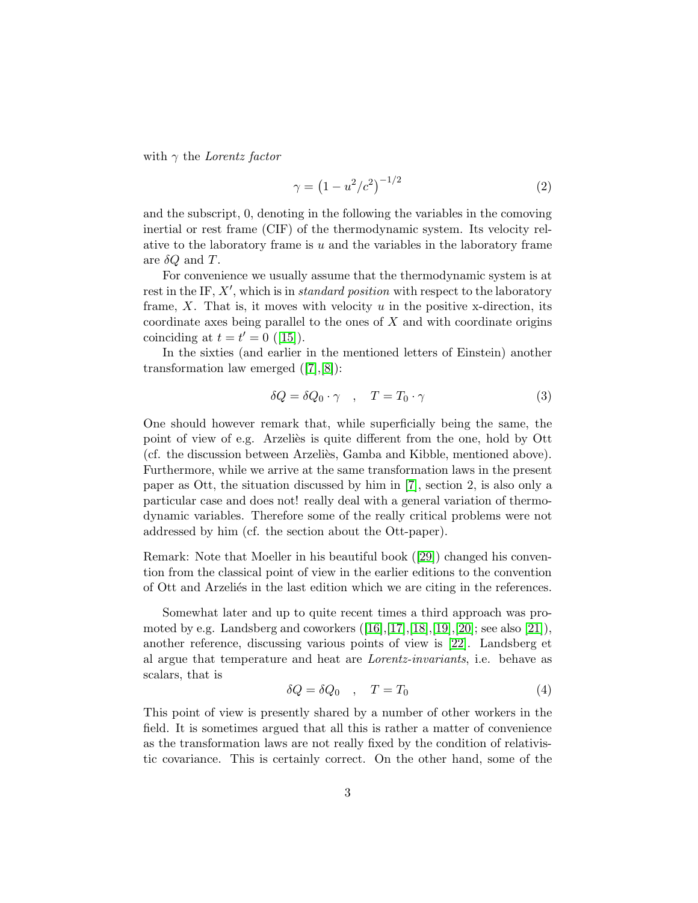with $\gamma$ the *Lorentz factor*

$$\gamma = \left(1 - u^2/c^2\right)^{-1/2} \tag{2}$$

and the subscript, 0, denoting in the following the variables in the comoving inertial or rest frame (CIF) of the thermodynamic system. Its velocity relative to the laboratory frame is $u$ and the variables in the laboratory frame are $\delta Q$ and $T$.

For convenience we usually assume that the thermodynamic system is at rest in the IF, $X'$, which is in *standard position* with respect to the laboratory frame, $X$. That is, it moves with velocity $u$ in the positive x-direction, its coordinate axes being parallel to the ones of $X$ and with coordinate origins coinciding at $t = t' = 0$ ([15]).

In the sixties (and earlier in the mentioned letters of Einstein) another transformation law emerged ([7],[8]):

$$\delta Q = \delta Q_0 \cdot \gamma \quad , \quad T = T_0 \cdot \gamma \tag{3}$$

One should however remark that, while superficially being the same, the point of view of e.g. Arzeliès is quite different from the one, hold by Ott (cf. the discussion between Arzeliès, Gamba and Kibble, mentioned above). Furthermore, while we arrive at the same transformation laws in the present paper as Ott, the situation discussed by him in [7], section 2, is also only a particular case and does not! really deal with a general variation of thermodynamic variables. Therefore some of the really critical problems were not addressed by him (cf. the section about the Ott-paper).

Remark: Note that Moeller in his beautiful book ([29]) changed his convention from the classical point of view in the earlier editions to the convention of Ott and Arzeliés in the last edition which we are citing in the references.

Somewhat later and up to quite recent times a third approach was promoted by e.g. Landsberg and coworkers ([16],[17],[18],[19],[20]; see also [21]), another reference, discussing various points of view is [22]. Landsberg et al argue that temperature and heat are *Lorentz-invariants*, i.e. behave as scalars, that is

$$\delta Q = \delta Q_0 \quad , \quad T = T_0 \tag{4}$$

This point of view is presently shared by a number of other workers in the field. It is sometimes argued that all this is rather a matter of convenience as the transformation laws are not really fixed by the condition of relativistic covariance. This is certainly correct. On the other hand, some of the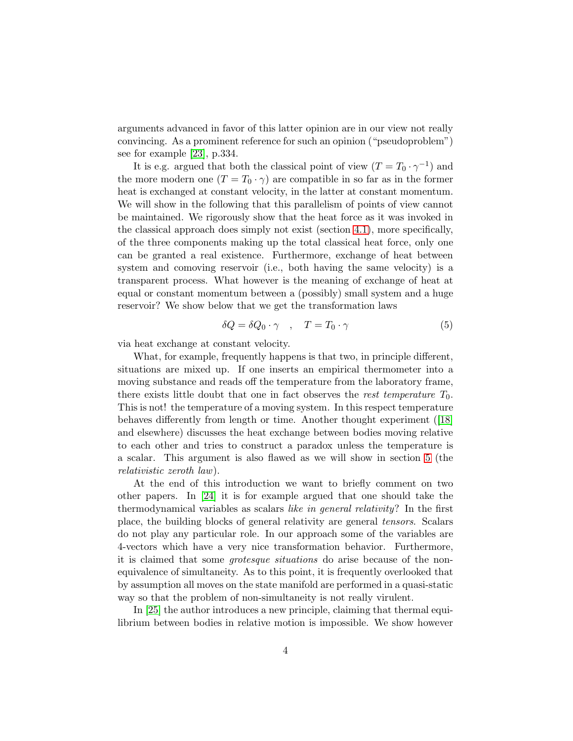arguments advanced in favor of this latter opinion are in our view not really convincing. As a prominent reference for such an opinion ("pseudoproblem") see for example [23], p.334.

It is e.g. argued that both the classical point of view ($T = T_0 \cdot \gamma^{-1}$) and the more modern one ($T = T_0 \cdot \gamma$) are compatible in so far as in the former heat is exchanged at constant velocity, in the latter at constant momentum. We will show in the following that this parallelism of points of view cannot be maintained. We rigorously show that the heat force as it was invoked in the classical approach does simply not exist (section 4.1), more specifically, of the three components making up the total classical heat force, only one can be granted a real existence. Furthermore, exchange of heat between system and comoving reservoir (i.e., both having the same velocity) is a transparent process. What however is the meaning of exchange of heat at equal or constant momentum between a (possibly) small system and a huge reservoir? We show below that we get the transformation laws

$$\delta Q = \delta Q_0 \cdot \gamma \quad , \quad T = T_0 \cdot \gamma \tag{5}$$

via heat exchange at constant velocity.

What, for example, frequently happens is that two, in principle different, situations are mixed up. If one inserts an empirical thermometer into a moving substance and reads off the temperature from the laboratory frame, there exists little doubt that one in fact observes the *rest temperature* $T_0$. This is not! the temperature of a moving system. In this respect temperature behaves differently from length or time. Another thought experiment ([18] and elsewhere) discusses the heat exchange between bodies moving relative to each other and tries to construct a paradox unless the temperature is a scalar. This argument is also flawed as we will show in section 5 (the *relativistic zeroth law*).

At the end of this introduction we want to briefly comment on two other papers. In [24] it is for example argued that one should take the thermodynamical variables as scalars *like in general relativity*? In the first place, the building blocks of general relativity are general *tensors*. Scalars do not play any particular role. In our approach some of the variables are 4-vectors which have a very nice transformation behavior. Furthermore, it is claimed that some *grotesque situations* do arise because of the non-equivalence of simultaneity. As to this point, it is frequently overlooked that by assumption all moves on the state manifold are performed in a quasi-static way so that the problem of non-simultaneity is not really virulent.

In [25] the author introduces a new principle, claiming that thermal equilibrium between bodies in relative motion is impossible. We show however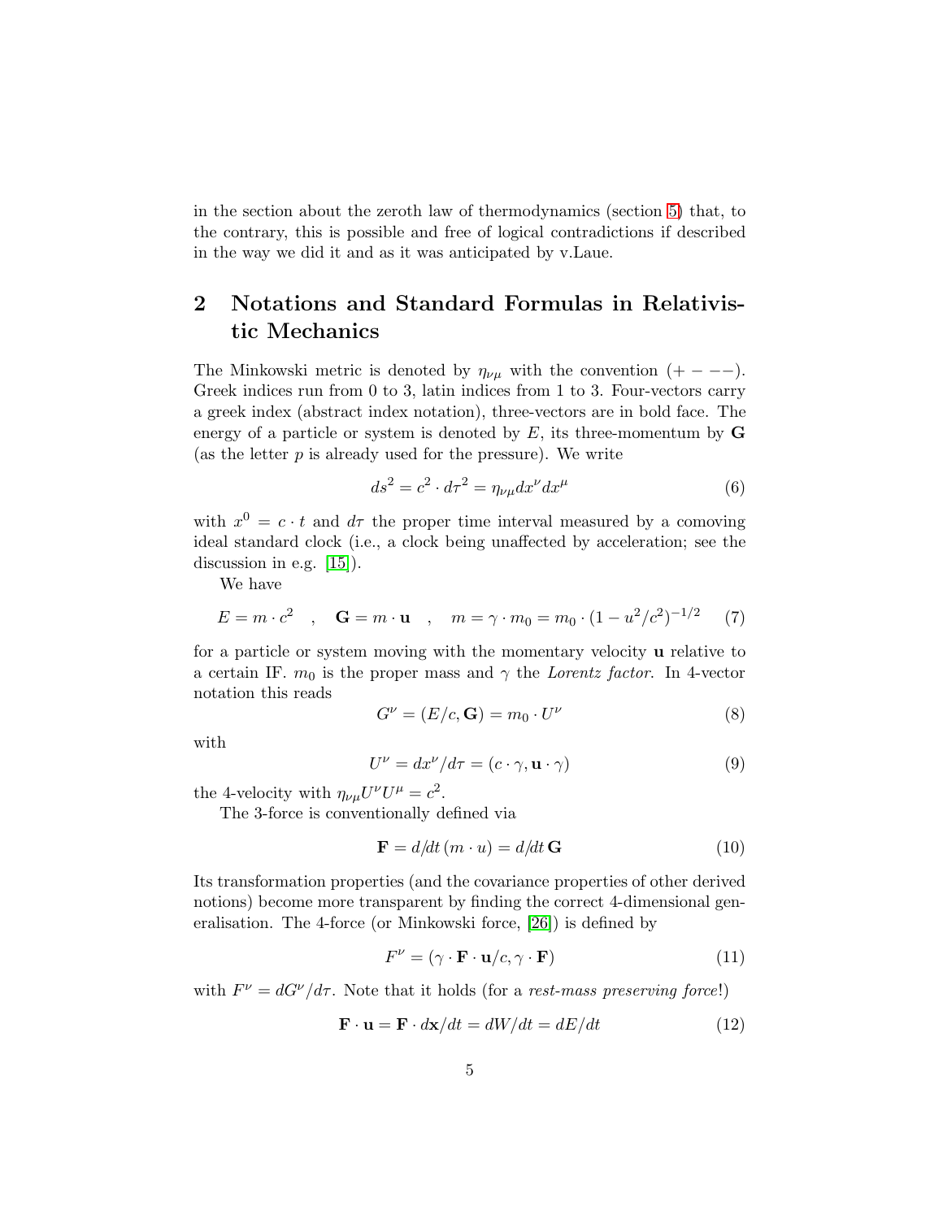in the section about the zeroth law of thermodynamics (section 5) that, to the contrary, this is possible and free of logical contradictions if described in the way we did it and as it was anticipated by v.Laue.

## 2 Notations and Standard Formulas in Relativistic Mechanics

The Minkowski metric is denoted by $\eta_{\nu\mu}$ with the convention $(+ - --)$. Greek indices run from 0 to 3, latin indices from 1 to 3. Four-vectors carry a greek index (abstract index notation), three-vectors are in bold face. The energy of a particle or system is denoted by $E$, its three-momentum by $\mathbf{G}$ (as the letter $p$ is already used for the pressure). We write

$$ds^2 = c^2 \cdot d\tau^2 = \eta_{\nu\mu} dx^\nu dx^\mu \tag{6}$$

with $x^0 = c \cdot t$ and $d\tau$ the proper time interval measured by a comoving ideal standard clock (i.e., a clock being unaffected by acceleration; see the discussion in e.g. [15]).

We have

$$E = m \cdot c^2 \quad , \quad \mathbf{G} = m \cdot \mathbf{u} \quad , \quad m = \gamma \cdot m_0 = m_0 \cdot (1 - u^2/c^2)^{-1/2} \tag{7}$$

for a particle or system moving with the momentary velocity $\mathbf{u}$ relative to a certain IF. $m_0$ is the proper mass and $\gamma$ the *Lorentz factor*. In 4-vector notation this reads

$$G^\nu = (E/c, \mathbf{G}) = m_0 \cdot U^\nu \tag{8}$$

with

$$U^\nu = dx^\nu/d\tau = (c \cdot \gamma, \mathbf{u} \cdot \gamma) \tag{9}$$

the 4-velocity with $\eta_{\nu\mu} U^\nu U^\mu = c^2$.

The 3-force is conventionally defined via

$$\mathbf{F} = d/dt\,(m \cdot u) = d/dt\,\mathbf{G} \tag{10}$$

Its transformation properties (and the covariance properties of other derived notions) become more transparent by finding the correct 4-dimensional generalisation. The 4-force (or Minkowski force, [26]) is defined by

$$F^\nu = (\gamma \cdot \mathbf{F} \cdot \mathbf{u}/c, \gamma \cdot \mathbf{F}) \tag{11}$$

with $F^\nu = dG^\nu/d\tau$. Note that it holds (for a *rest-mass preserving force*!)

$$\mathbf{F} \cdot \mathbf{u} = \mathbf{F} \cdot d\mathbf{x}/dt = dW/dt = dE/dt \tag{12}$$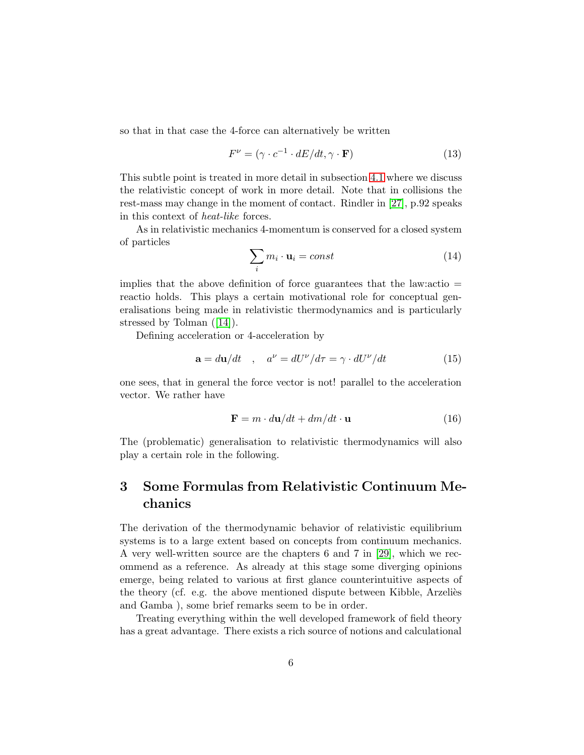so that in that case the 4-force can alternatively be written

$$F^{\nu} = (\gamma \cdot c^{-1} \cdot dE/dt, \gamma \cdot \mathbf{F}) \tag{13}$$

This subtle point is treated in more detail in subsection 4.1 where we discuss the relativistic concept of work in more detail. Note that in collisions the rest-mass may change in the moment of contact. Rindler in [27], p.92 speaks in this context of *heat-like* forces.

As in relativistic mechanics 4-momentum is conserved for a closed system of particles

$$\sum_i m_i \cdot \mathbf{u}_i = const \tag{14}$$

implies that the above definition of force guarantees that the law:actio = reactio holds. This plays a certain motivational role for conceptual generalisations being made in relativistic thermodynamics and is particularly stressed by Tolman ([14]).

Defining acceleration or 4-acceleration by

$$\mathbf{a} = d\mathbf{u}/dt \quad , \quad a^{\nu} = dU^{\nu}/d\tau = \gamma \cdot dU^{\nu}/dt \tag{15}$$

one sees, that in general the force vector is not! parallel to the acceleration vector. We rather have

$$\mathbf{F} = m \cdot d\mathbf{u}/dt + dm/dt \cdot \mathbf{u} \tag{16}$$

The (problematic) generalisation to relativistic thermodynamics will also play a certain role in the following.

# 3 Some Formulas from Relativistic Continuum Mechanics

The derivation of the thermodynamic behavior of relativistic equilibrium systems is to a large extent based on concepts from continuum mechanics. A very well-written source are the chapters 6 and 7 in [29], which we recommend as a reference. As already at this stage some diverging opinions emerge, being related to various at first glance counterintuitive aspects of the theory (cf. e.g. the above mentioned dispute between Kibble, Arzeliès and Gamba ), some brief remarks seem to be in order.

Treating everything within the well developed framework of field theory has a great advantage. There exists a rich source of notions and calculational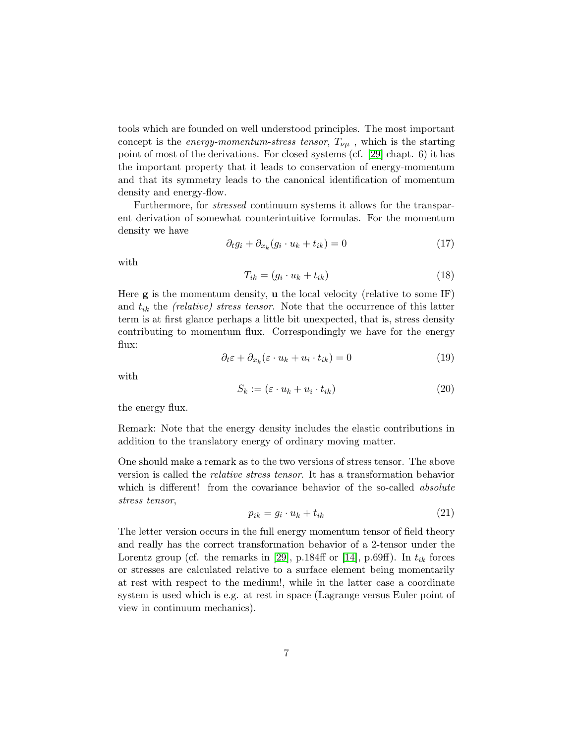tools which are founded on well understood principles. The most important concept is the *energy-momentum-stress tensor*, $T_{\nu\mu}$ , which is the starting point of most of the derivations. For closed systems (cf. [29] chapt. 6) it has the important property that it leads to conservation of energy-momentum and that its symmetry leads to the canonical identification of momentum density and energy-flow.

Furthermore, for *stressed* continuum systems it allows for the transparent derivation of somewhat counterintuitive formulas. For the momentum density we have

$$\partial_t g_i + \partial_{x_k}(g_i \cdot u_k + t_{ik}) = 0 \tag{17}$$

with

$$T_{ik} = (g_i \cdot u_k + t_{ik}) \tag{18}$$

Here $\mathbf{g}$ is the momentum density, $\mathbf{u}$ the local velocity (relative to some IF) and $t_{ik}$ the *(relative) stress tensor*. Note that the occurrence of this latter term is at first glance perhaps a little bit unexpected, that is, stress density contributing to momentum flux. Correspondingly we have for the energy flux:

$$\partial_t \varepsilon + \partial_{x_k}(\varepsilon \cdot u_k + u_i \cdot t_{ik}) = 0 \tag{19}$$

with

$$S_k := (\varepsilon \cdot u_k + u_i \cdot t_{ik}) \tag{20}$$

the energy flux.

Remark: Note that the energy density includes the elastic contributions in addition to the translatory energy of ordinary moving matter.

One should make a remark as to the two versions of stress tensor. The above version is called the *relative stress tensor*. It has a transformation behavior which is different! from the covariance behavior of the so-called *absolute stress tensor*,

$$p_{ik} = g_i \cdot u_k + t_{ik} \tag{21}$$

The letter version occurs in the full energy momentum tensor of field theory and really has the correct transformation behavior of a 2-tensor under the Lorentz group (cf. the remarks in [29], p.184ff or [14], p.69ff). In $t_{ik}$ forces or stresses are calculated relative to a surface element being momentarily at rest with respect to the medium!, while in the latter case a coordinate system is used which is e.g. at rest in space (Lagrange versus Euler point of view in continuum mechanics).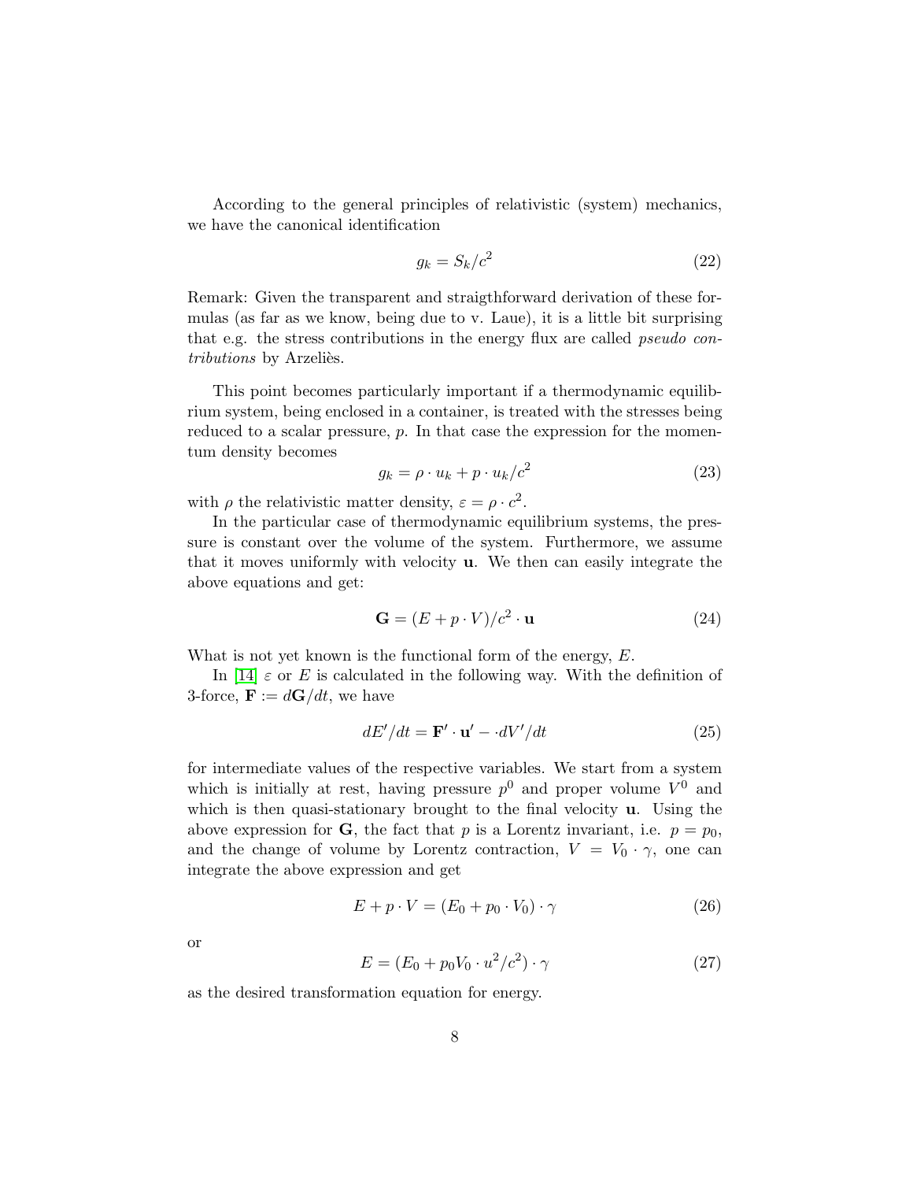According to the general principles of relativistic (system) mechanics, we have the canonical identification

$$g_k = S_k/c^2 \tag{22}$$

Remark: Given the transparent and straigthforward derivation of these formulas (as far as we know, being due to v. Laue), it is a little bit surprising that e.g. the stress contributions in the energy flux are called *pseudo contributions* by Arzeliès.

This point becomes particularly important if a thermodynamic equilibrium system, being enclosed in a container, is treated with the stresses being reduced to a scalar pressure, $p$. In that case the expression for the momentum density becomes

$$g_k = \rho \cdot u_k + p \cdot u_k/c^2 \tag{23}$$

with $\rho$ the relativistic matter density, $\varepsilon = \rho \cdot c^2$.

In the particular case of thermodynamic equilibrium systems, the pressure is constant over the volume of the system. Furthermore, we assume that it moves uniformly with velocity $\mathbf{u}$. We then can easily integrate the above equations and get:

$$\mathbf{G} = (E + p \cdot V)/c^2 \cdot \mathbf{u} \tag{24}$$

What is not yet known is the functional form of the energy, $E$.

In [14] $\varepsilon$ or $E$ is calculated in the following way. With the definition of 3-force, $\mathbf{F} := d\mathbf{G}/dt$, we have

$$dE'/dt = \mathbf{F}' \cdot \mathbf{u}' - \cdot dV'/dt \tag{25}$$

for intermediate values of the respective variables. We start from a system which is initially at rest, having pressure $p^0$ and proper volume $V^0$ and which is then quasi-stationary brought to the final velocity $\mathbf{u}$. Using the above expression for $\mathbf{G}$, the fact that $p$ is a Lorentz invariant, i.e. $p = p_0$, and the change of volume by Lorentz contraction, $V = V_0 \cdot \gamma$, one can integrate the above expression and get

$$E + p \cdot V = (E_0 + p_0 \cdot V_0) \cdot \gamma \tag{26}$$

or

$$E = (E_0 + p_0 V_0 \cdot u^2/c^2) \cdot \gamma \tag{27}$$

as the desired transformation equation for energy.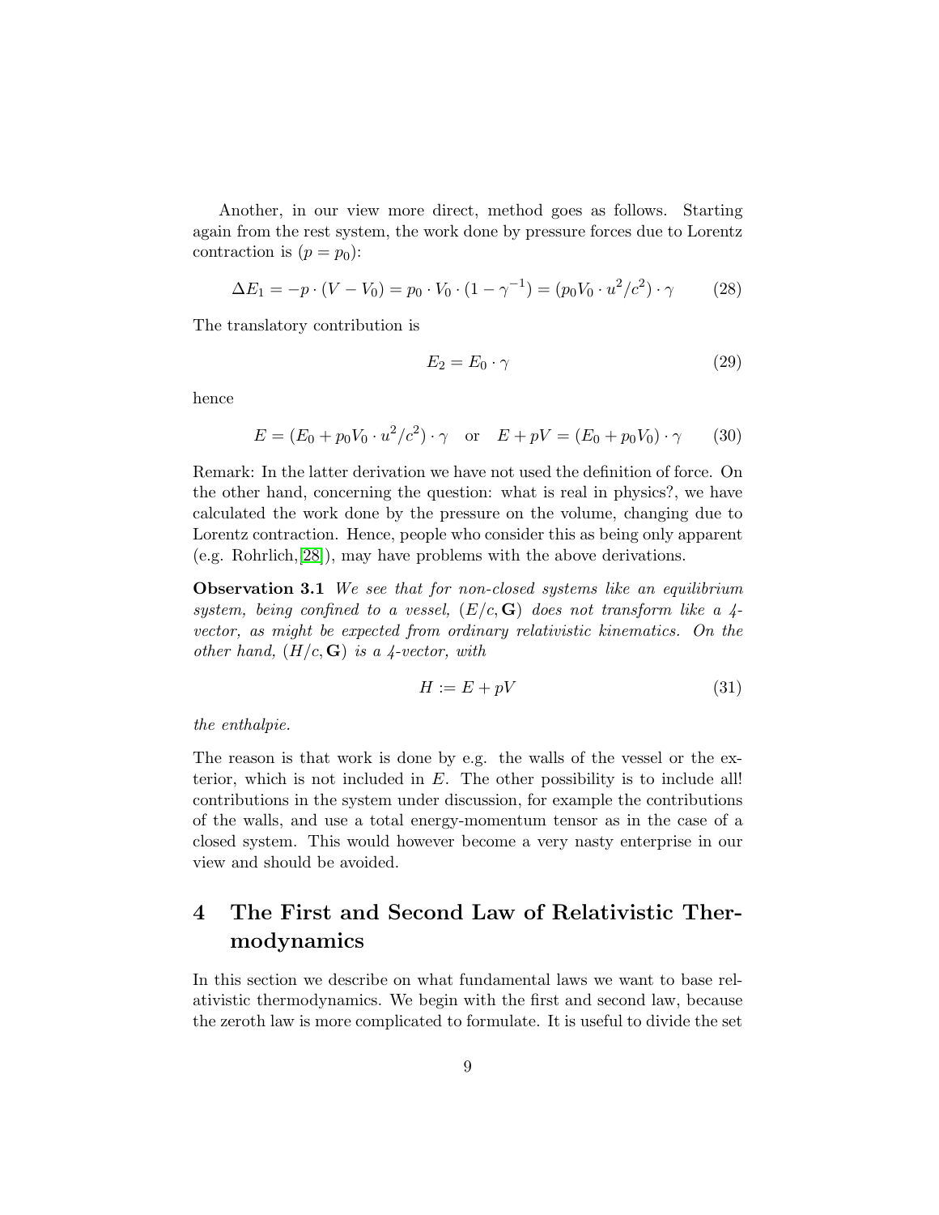Another, in our view more direct, method goes as follows. Starting again from the rest system, the work done by pressure forces due to Lorentz contraction is ($p = p_0$):

$$\Delta E_1 = -p \cdot (V - V_0) = p_0 \cdot V_0 \cdot (1 - \gamma^{-1}) = (p_0 V_0 \cdot u^2/c^2) \cdot \gamma \tag{28}$$

The translatory contribution is

$$E_2 = E_0 \cdot \gamma \tag{29}$$

hence

$$E = (E_0 + p_0 V_0 \cdot u^2/c^2) \cdot \gamma \quad \text{or} \quad E + pV = (E_0 + p_0 V_0) \cdot \gamma \tag{30}$$

Remark: In the latter derivation we have not used the definition of force. On the other hand, concerning the question: what is real in physics?, we have calculated the work done by the pressure on the volume, changing due to Lorentz contraction. Hence, people who consider this as being only apparent (e.g. Rohrlich,[28]), may have problems with the above derivations.

**Observation 3.1** *We see that for non-closed systems like an equilibrium system, being confined to a vessel, $(E/c, \mathbf{G})$ does not transform like a 4-vector, as might be expected from ordinary relativistic kinematics. On the other hand, $(H/c, \mathbf{G})$ is a 4-vector, with*

$$H := E + pV \tag{31}$$

*the enthalpie.*

The reason is that work is done by e.g. the walls of the vessel or the exterior, which is not included in $E$. The other possibility is to include all! contributions in the system under discussion, for example the contributions of the walls, and use a total energy-momentum tensor as in the case of a closed system. This would however become a very nasty enterprise in our view and should be avoided.

# 4 The First and Second Law of Relativistic Thermodynamics

In this section we describe on what fundamental laws we want to base relativistic thermodynamics. We begin with the first and second law, because the zeroth law is more complicated to formulate. It is useful to divide the set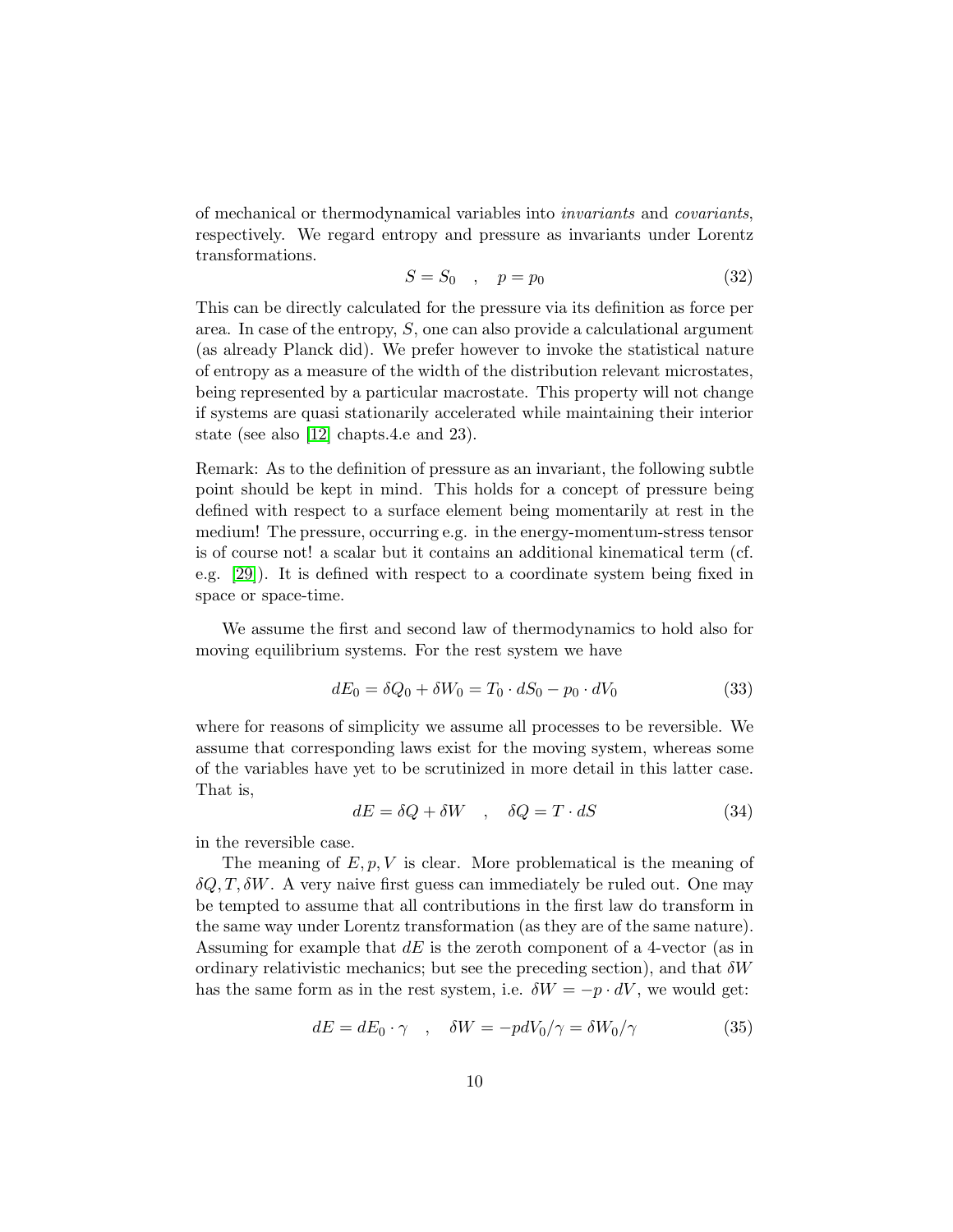of mechanical or thermodynamical variables into *invariants* and *covariants*, respectively. We regard entropy and pressure as invariants under Lorentz transformations.

$$S = S_0 \quad , \quad p = p_0 \tag{32}$$

This can be directly calculated for the pressure via its definition as force per area. In case of the entropy, $S$, one can also provide a calculational argument (as already Planck did). We prefer however to invoke the statistical nature of entropy as a measure of the width of the distribution relevant microstates, being represented by a particular macrostate. This property will not change if systems are quasi stationarily accelerated while maintaining their interior state (see also [12] chapts.4.e and 23).

Remark: As to the definition of pressure as an invariant, the following subtle point should be kept in mind. This holds for a concept of pressure being defined with respect to a surface element being momentarily at rest in the medium! The pressure, occurring e.g. in the energy-momentum-stress tensor is of course not! a scalar but it contains an additional kinematical term (cf. e.g. [29]). It is defined with respect to a coordinate system being fixed in space or space-time.

We assume the first and second law of thermodynamics to hold also for moving equilibrium systems. For the rest system we have

$$dE_0 = \delta Q_0 + \delta W_0 = T_0 \cdot dS_0 - p_0 \cdot dV_0 \tag{33}$$

where for reasons of simplicity we assume all processes to be reversible. We assume that corresponding laws exist for the moving system, whereas some of the variables have yet to be scrutinized in more detail in this latter case. That is,

$$dE = \delta Q + \delta W \quad , \quad \delta Q = T \cdot dS \tag{34}$$

in the reversible case.

The meaning of $E, p, V$ is clear. More problematical is the meaning of $\delta Q, T, \delta W$. A very naive first guess can immediately be ruled out. One may be tempted to assume that all contributions in the first law do transform in the same way under Lorentz transformation (as they are of the same nature). Assuming for example that $dE$ is the zeroth component of a 4-vector (as in ordinary relativistic mechanics; but see the preceding section), and that $\delta W$ has the same form as in the rest system, i.e. $\delta W = -p \cdot dV$, we would get:

$$dE = dE_0 \cdot \gamma \quad , \quad \delta W = -p dV_0/\gamma = \delta W_0/\gamma \tag{35}$$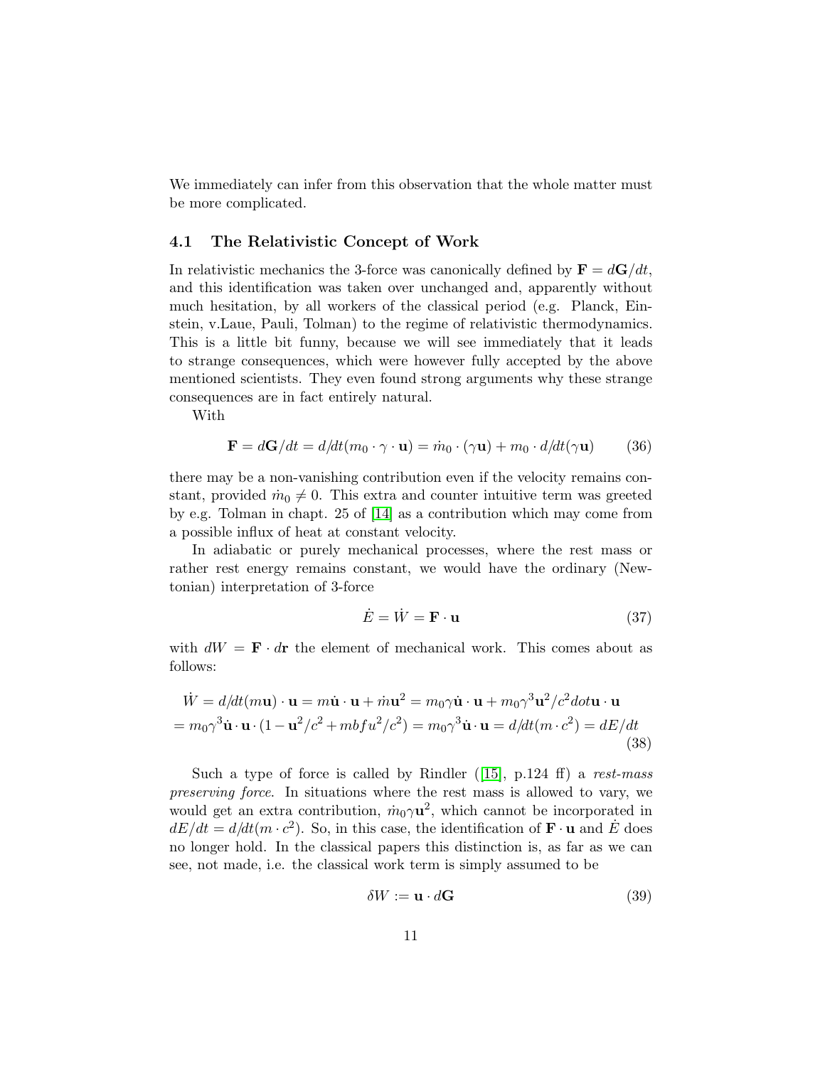We immediately can infer from this observation that the whole matter must be more complicated.

### 4.1 The Relativistic Concept of Work

In relativistic mechanics the 3-force was canonically defined by $\mathbf{F} = d\mathbf{G}/dt$, and this identification was taken over unchanged and, apparently without much hesitation, by all workers of the classical period (e.g. Planck, Einstein, v.Laue, Pauli, Tolman) to the regime of relativistic thermodynamics. This is a little bit funny, because we will see immediately that it leads to strange consequences, which were however fully accepted by the above mentioned scientists. They even found strong arguments why these strange consequences are in fact entirely natural.

With

$$\mathbf{F} = d\mathbf{G}/dt = d/dt(m_0 \cdot \gamma \cdot \mathbf{u}) = \dot{m}_0 \cdot (\gamma \mathbf{u}) + m_0 \cdot d/dt(\gamma \mathbf{u}) \tag{36}$$

there may be a non-vanishing contribution even if the velocity remains constant, provided $\dot{m}_0 \neq 0$. This extra and counter intuitive term was greeted by e.g. Tolman in chapt. 25 of [14] as a contribution which may come from a possible influx of heat at constant velocity.

In adiabatic or purely mechanical processes, where the rest mass or rather rest energy remains constant, we would have the ordinary (Newtonian) interpretation of 3-force

$$\dot{E} = \dot{W} = \mathbf{F} \cdot \mathbf{u} \tag{37}$$

with $dW = \mathbf{F} \cdot d\mathbf{r}$ the element of mechanical work. This comes about as follows:

$$\begin{aligned} \dot{W} &= d/dt(m\mathbf{u}) \cdot \mathbf{u} = m\dot{\mathbf{u}} \cdot \mathbf{u} + \dot{m}\mathbf{u}^2 = m_0 \gamma \dot{\mathbf{u}} \cdot \mathbf{u} + m_0 \gamma^3 \mathbf{u}^2/c^2 dot \mathbf{u} \cdot \mathbf{u} \\ &= m_0 \gamma^3 \dot{\mathbf{u}} \cdot \mathbf{u} \cdot (1 - \mathbf{u}^2/c^2 + mbfu^2/c^2) = m_0 \gamma^3 \dot{\mathbf{u}} \cdot \mathbf{u} = d/dt(m \cdot c^2) = dE/dt \end{aligned} \tag{38}$$

Such a type of force is called by Rindler ([15], p.124 ff) a *rest-mass preserving force*. In situations where the rest mass is allowed to vary, we would get an extra contribution, $\dot{m}_0 \gamma \mathbf{u}^2$, which cannot be incorporated in $dE/dt = d/dt(m \cdot c^2)$. So, in this case, the identification of $\mathbf{F} \cdot \mathbf{u}$ and $\dot{E}$ does no longer hold. In the classical papers this distinction is, as far as we can see, not made, i.e. the classical work term is simply assumed to be

$$\delta W := \mathbf{u} \cdot d\mathbf{G} \tag{39}$$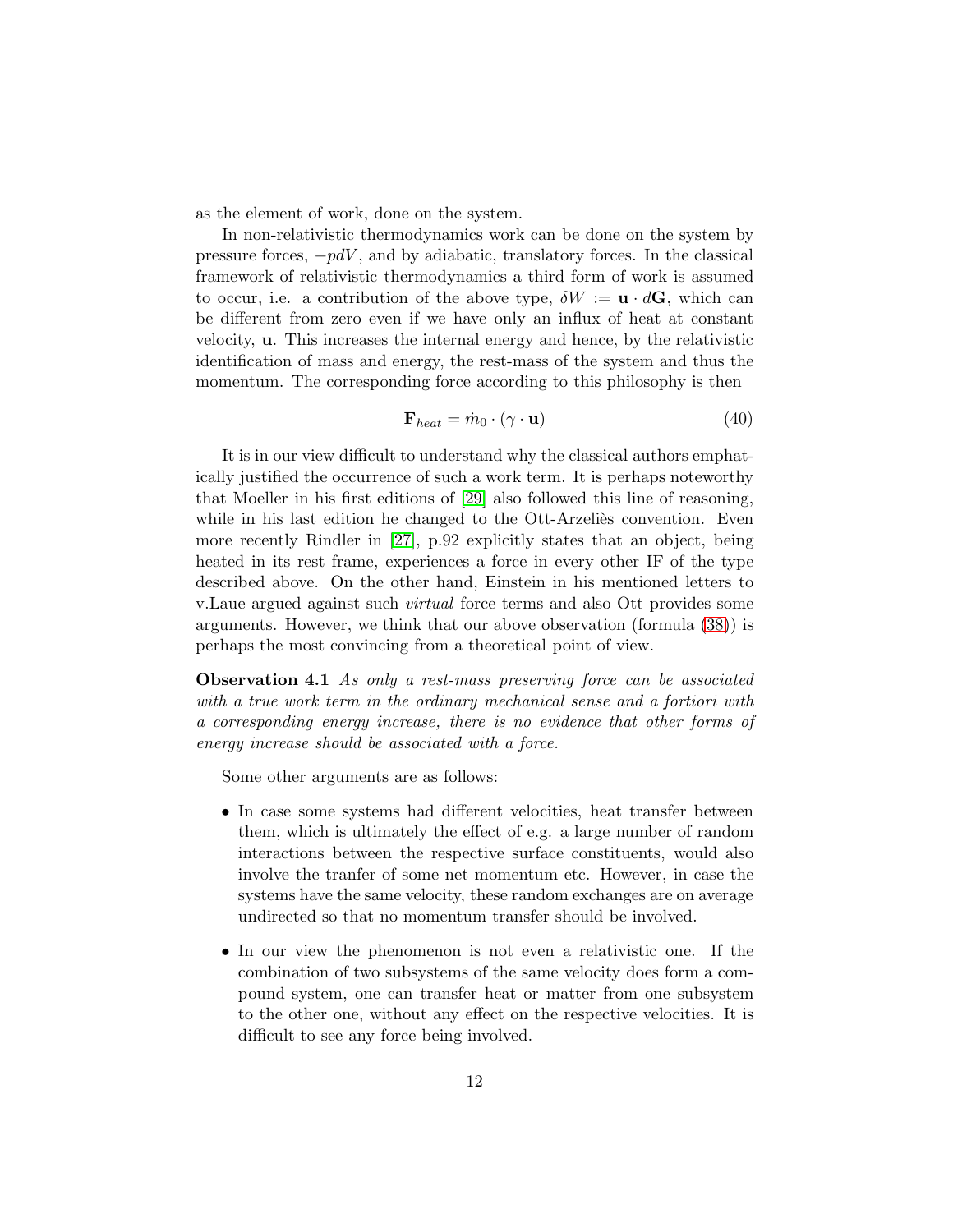as the element of work, done on the system.

In non-relativistic thermodynamics work can be done on the system by pressure forces, $-pdV$, and by adiabatic, translatory forces. In the classical framework of relativistic thermodynamics a third form of work is assumed to occur, i.e. a contribution of the above type, $\delta W := \mathbf{u} \cdot d\mathbf{G}$, which can be different from zero even if we have only an influx of heat at constant velocity, $\mathbf{u}$. This increases the internal energy and hence, by the relativistic identification of mass and energy, the rest-mass of the system and thus the momentum. The corresponding force according to this philosophy is then

$$\mathbf{F}_{heat} = \dot{m}_0 \cdot (\gamma \cdot \mathbf{u}) \tag{40}$$

It is in our view difficult to understand why the classical authors emphatically justified the occurrence of such a work term. It is perhaps noteworthy that Moeller in his first editions of [29] also followed this line of reasoning, while in his last edition he changed to the Ott-Arzeliès convention. Even more recently Rindler in [27], p.92 explicitly states that an object, being heated in its rest frame, experiences a force in every other IF of the type described above. On the other hand, Einstein in his mentioned letters to v.Laue argued against such *virtual* force terms and also Ott provides some arguments. However, we think that our above observation (formula (38)) is perhaps the most convincing from a theoretical point of view.

**Observation 4.1** *As only a rest-mass preserving force can be associated with a true work term in the ordinary mechanical sense and a fortiori with a corresponding energy increase, there is no evidence that other forms of energy increase should be associated with a force.*

Some other arguments are as follows:

- In case some systems had different velocities, heat transfer between them, which is ultimately the effect of e.g. a large number of random interactions between the respective surface constituents, would also involve the tranfer of some net momentum etc. However, in case the systems have the same velocity, these random exchanges are on average undirected so that no momentum transfer should be involved.
- In our view the phenomenon is not even a relativistic one. If the combination of two subsystems of the same velocity does form a compound system, one can transfer heat or matter from one subsystem to the other one, without any effect on the respective velocities. It is difficult to see any force being involved.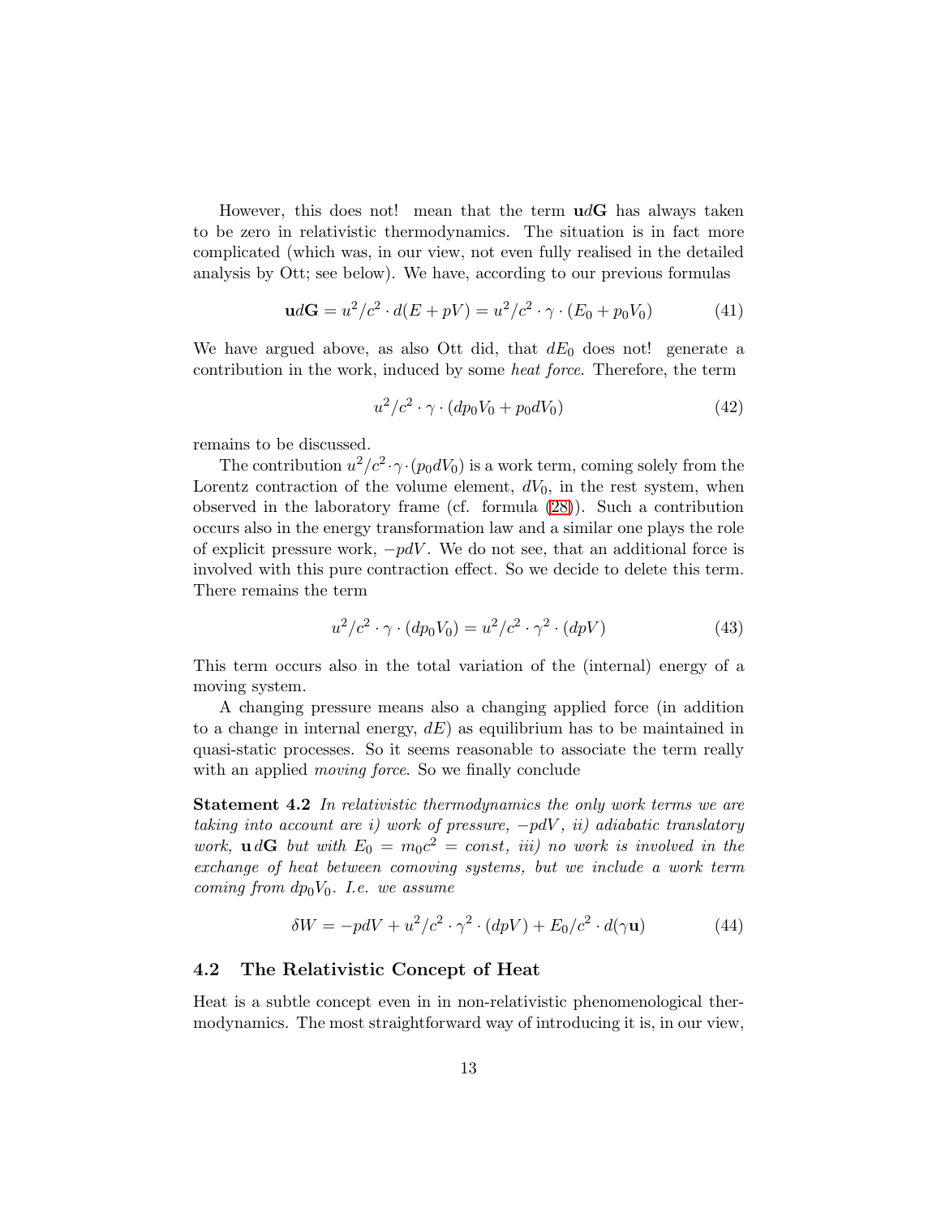However, this does not! mean that the term $\mathbf{u}d\mathbf{G}$ has always taken to be zero in relativistic thermodynamics. The situation is in fact more complicated (which was, in our view, not even fully realised in the detailed analysis by Ott; see below). We have, according to our previous formulas

$$\mathbf{u}d\mathbf{G} = u^2/c^2 \cdot d(E + pV) = u^2/c^2 \cdot \gamma \cdot (E_0 + p_0 V_0) \tag{41}$$

We have argued above, as also Ott did, that $dE_0$ does not! generate a contribution in the work, induced by some *heat force*. Therefore, the term

$$u^2/c^2 \cdot \gamma \cdot (dp_0 V_0 + p_0 dV_0) \tag{42}$$

remains to be discussed.

The contribution $u^2/c^2 \cdot \gamma \cdot (p_0 dV_0)$ is a work term, coming solely from the Lorentz contraction of the volume element, $dV_0$, in the rest system, when observed in the laboratory frame (cf. formula (28)). Such a contribution occurs also in the energy transformation law and a similar one plays the role of explicit pressure work, $-pdV$. We do not see, that an additional force is involved with this pure contraction effect. So we decide to delete this term. There remains the term

$$u^2/c^2 \cdot \gamma \cdot (dp_0 V_0) = u^2/c^2 \cdot \gamma^2 \cdot (dpV) \tag{43}$$

This term occurs also in the total variation of the (internal) energy of a moving system.

A changing pressure means also a changing applied force (in addition to a change in internal energy, $dE$) as equilibrium has to be maintained in quasi-static processes. So it seems reasonable to associate the term really with an applied *moving force*. So we finally conclude

**Statement 4.2** *In relativistic thermodynamics the only work terms we are taking into account are i) work of pressure, $-pdV$, ii) adiabatic translatory work, $\mathbf{u}\,d\mathbf{G}$ but with $E_0 = m_0 c^2 = const$, iii) no work is involved in the exchange of heat between comoving systems, but we include a work term coming from $dp_0 V_0$. I.e. we assume*

$$\delta W = -pdV + u^2/c^2 \cdot \gamma^2 \cdot (dpV) + E_0/c^2 \cdot d(\gamma \mathbf{u}) \tag{44}$$

## 4.2 The Relativistic Concept of Heat

Heat is a subtle concept even in in non-relativistic phenomenological thermodynamics. The most straightforward way of introducing it is, in our view,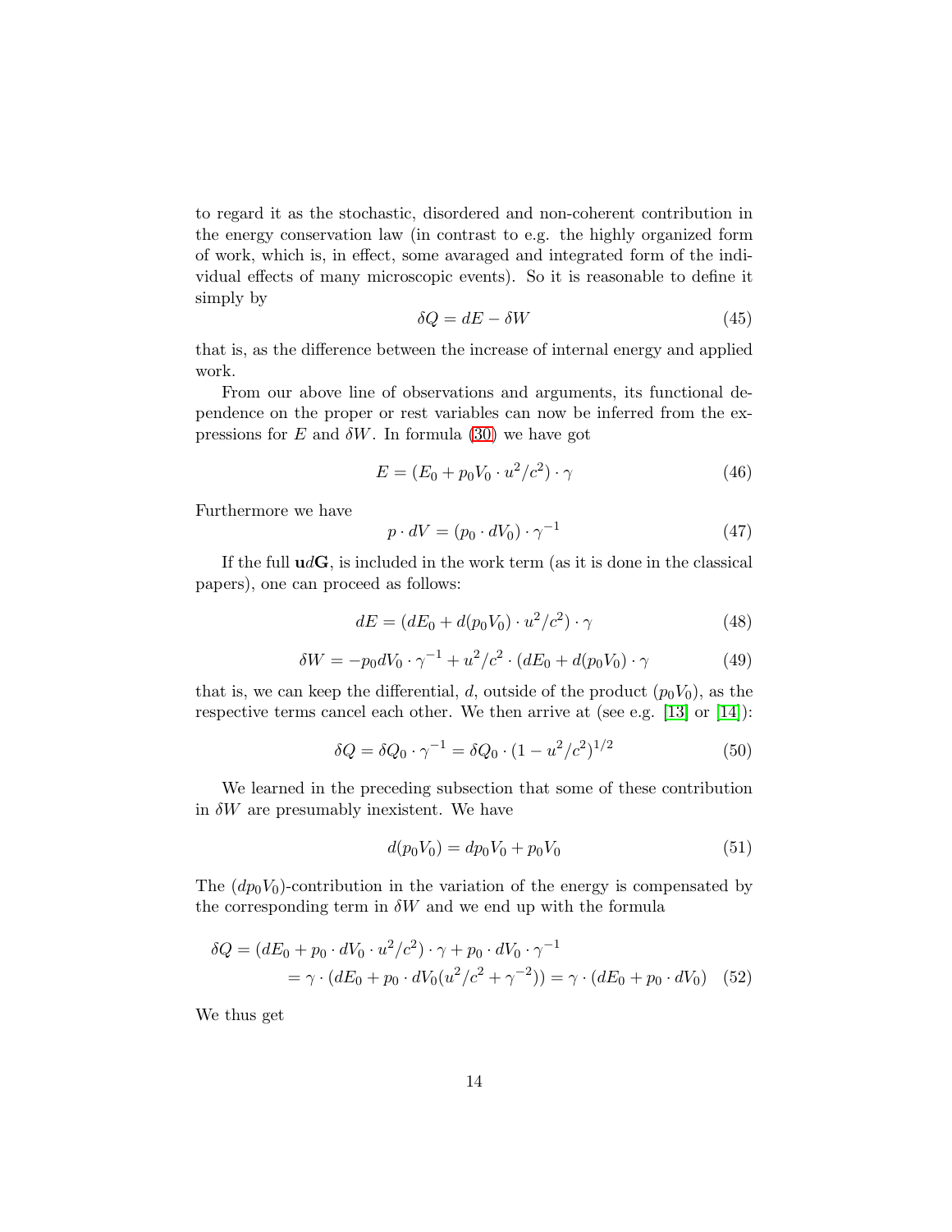to regard it as the stochastic, disordered and non-coherent contribution in the energy conservation law (in contrast to e.g. the highly organized form of work, which is, in effect, some avaraged and integrated form of the individual effects of many microscopic events). So it is reasonable to define it simply by

$$\delta Q = dE - \delta W \tag{45}$$

that is, as the difference between the increase of internal energy and applied work.

From our above line of observations and arguments, its functional dependence on the proper or rest variables can now be inferred from the expressions for $E$ and $\delta W$. In formula (30) we have got

$$E = (E_0 + p_0 V_0 \cdot u^2/c^2) \cdot \gamma \tag{46}$$

Furthermore we have

$$p \cdot dV = (p_0 \cdot dV_0) \cdot \gamma^{-1} \tag{47}$$

If the full $\mathbf{u}d\mathbf{G}$, is included in the work term (as it is done in the classical papers), one can proceed as follows:

$$dE = (dE_0 + d(p_0 V_0) \cdot u^2/c^2) \cdot \gamma \tag{48}$$

$$\delta W = -p_0 dV_0 \cdot \gamma^{-1} + u^2/c^2 \cdot (dE_0 + d(p_0 V_0) \cdot \gamma \tag{49}$$

that is, we can keep the differential, $d$, outside of the product $(p_0 V_0)$, as the respective terms cancel each other. We then arrive at (see e.g. [13] or [14]):

$$\delta Q = \delta Q_0 \cdot \gamma^{-1} = \delta Q_0 \cdot (1 - u^2/c^2)^{1/2} \tag{50}$$

We learned in the preceding subsection that some of these contribution in $\delta W$ are presumably inexistent. We have

$$d(p_0 V_0) = dp_0 V_0 + p_0 V_0 \tag{51}$$

The $(dp_0 V_0)$-contribution in the variation of the energy is compensated by the corresponding term in $\delta W$ and we end up with the formula

$$\begin{aligned} \delta Q &= (dE_0 + p_0 \cdot dV_0 \cdot u^2/c^2) \cdot \gamma + p_0 \cdot dV_0 \cdot \gamma^{-1} \\ &= \gamma \cdot (dE_0 + p_0 \cdot dV_0 (u^2/c^2 + \gamma^{-2})) = \gamma \cdot (dE_0 + p_0 \cdot dV_0) \end{aligned} \tag{52}$$

We thus get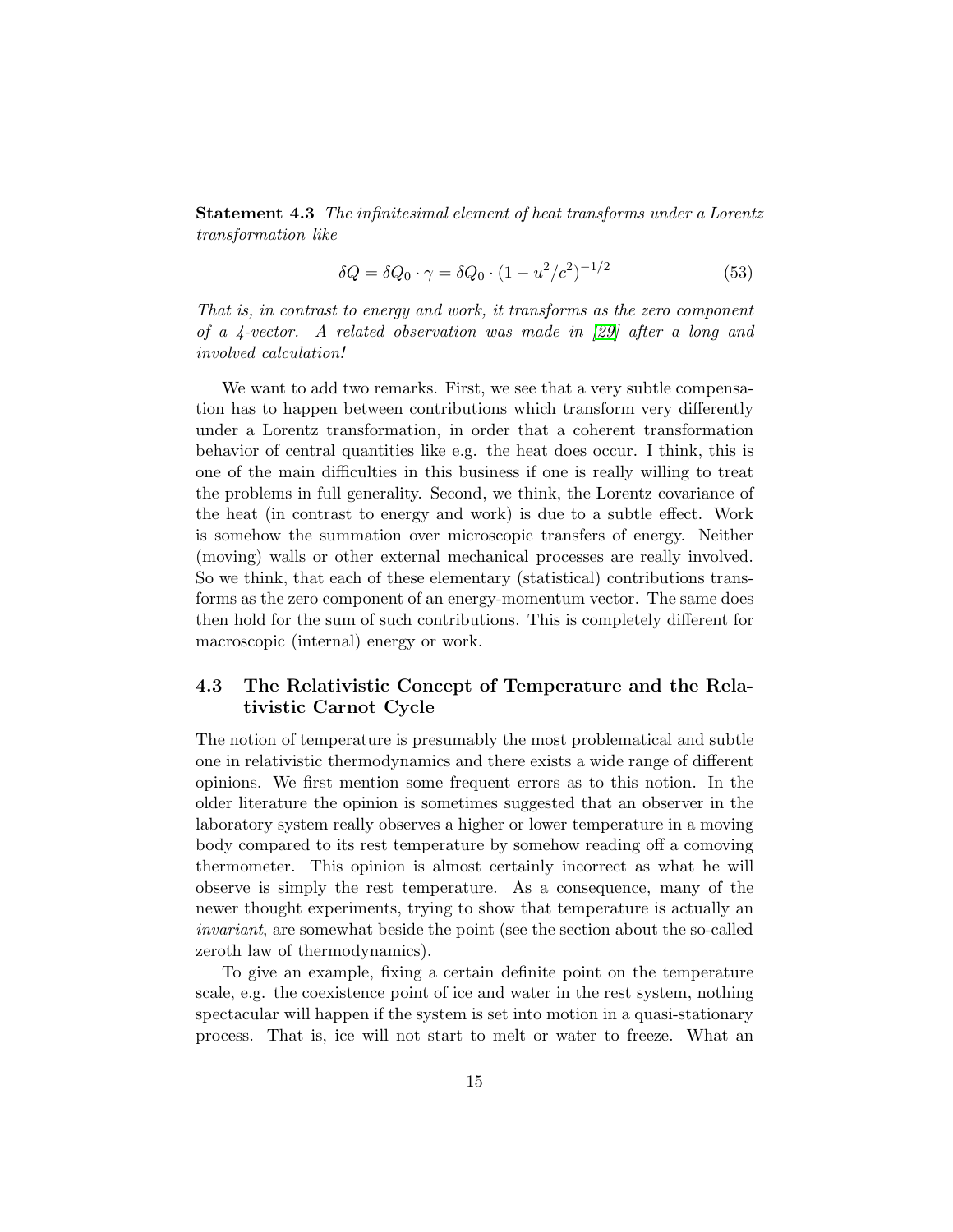**Statement 4.3** *The infinitesimal element of heat transforms under a Lorentz transformation like*

$$\delta Q = \delta Q_0 \cdot \gamma = \delta Q_0 \cdot (1 - u^2/c^2)^{-1/2} \tag{53}$$

*That is, in contrast to energy and work, it transforms as the zero component of a 4-vector. A related observation was made in [29] after a long and involved calculation!*

We want to add two remarks. First, we see that a very subtle compensation has to happen between contributions which transform very differently under a Lorentz transformation, in order that a coherent transformation behavior of central quantities like e.g. the heat does occur. I think, this is one of the main difficulties in this business if one is really willing to treat the problems in full generality. Second, we think, the Lorentz covariance of the heat (in contrast to energy and work) is due to a subtle effect. Work is somehow the summation over microscopic transfers of energy. Neither (moving) walls or other external mechanical processes are really involved. So we think, that each of these elementary (statistical) contributions transforms as the zero component of an energy-momentum vector. The same does then hold for the sum of such contributions. This is completely different for macroscopic (internal) energy or work.

### 4.3 The Relativistic Concept of Temperature and the Relativistic Carnot Cycle

The notion of temperature is presumably the most problematical and subtle one in relativistic thermodynamics and there exists a wide range of different opinions. We first mention some frequent errors as to this notion. In the older literature the opinion is sometimes suggested that an observer in the laboratory system really observes a higher or lower temperature in a moving body compared to its rest temperature by somehow reading off a comoving thermometer. This opinion is almost certainly incorrect as what he will observe is simply the rest temperature. As a consequence, many of the newer thought experiments, trying to show that temperature is actually an *invariant*, are somewhat beside the point (see the section about the so-called zeroth law of thermodynamics).

To give an example, fixing a certain definite point on the temperature scale, e.g. the coexistence point of ice and water in the rest system, nothing spectacular will happen if the system is set into motion in a quasi-stationary process. That is, ice will not start to melt or water to freeze. What an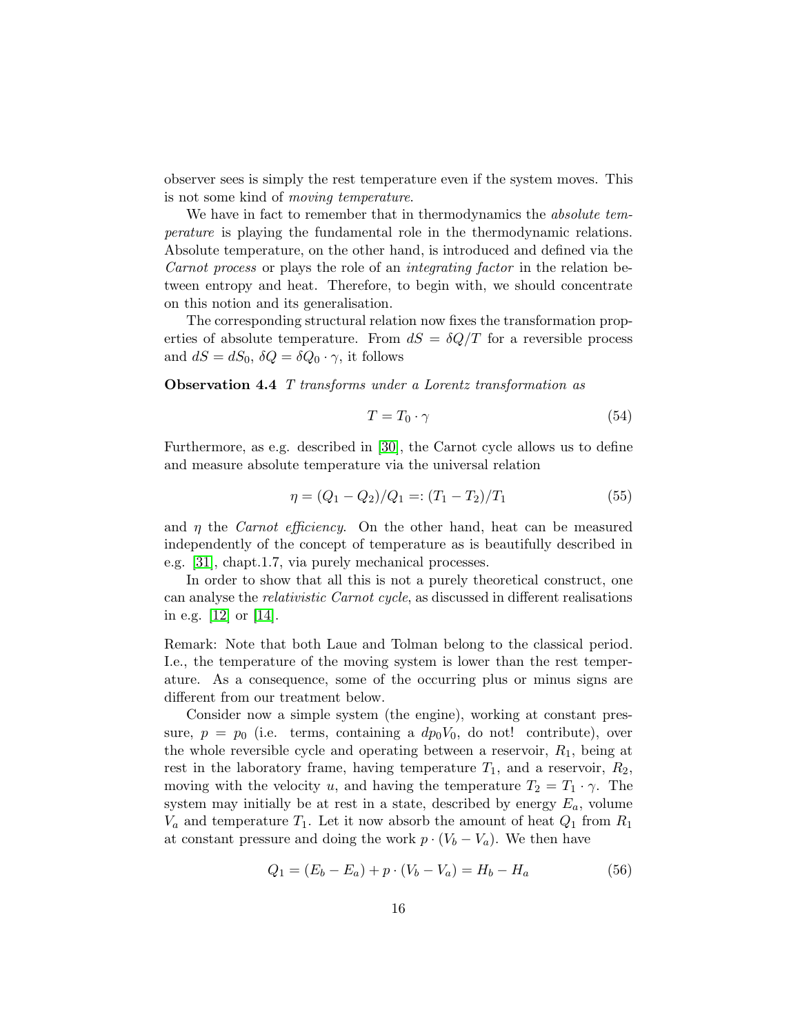observer sees is simply the rest temperature even if the system moves. This is not some kind of *moving temperature*.

We have in fact to remember that in thermodynamics the *absolute temperature* is playing the fundamental role in the thermodynamic relations. Absolute temperature, on the other hand, is introduced and defined via the *Carnot process* or plays the role of an *integrating factor* in the relation between entropy and heat. Therefore, to begin with, we should concentrate on this notion and its generalisation.

The corresponding structural relation now fixes the transformation properties of absolute temperature. From $dS = \delta Q/T$ for a reversible process and $dS = dS_0$, $\delta Q = \delta Q_0 \cdot \gamma$, it follows

**Observation 4.4** *$T$ transforms under a Lorentz transformation as*

$$T = T_0 \cdot \gamma \tag{54}$$

Furthermore, as e.g. described in [30], the Carnot cycle allows us to define and measure absolute temperature via the universal relation

$$\eta = (Q_1 - Q_2)/Q_1 =: (T_1 - T_2)/T_1 \tag{55}$$

and $\eta$ the *Carnot efficiency*. On the other hand, heat can be measured independently of the concept of temperature as is beautifully described in e.g. [31], chapt.1.7, via purely mechanical processes.

In order to show that all this is not a purely theoretical construct, one can analyse the *relativistic Carnot cycle*, as discussed in different realisations in e.g. [12] or [14].

Remark: Note that both Laue and Tolman belong to the classical period. I.e., the temperature of the moving system is lower than the rest temperature. As a consequence, some of the occurring plus or minus signs are different from our treatment below.

Consider now a simple system (the engine), working at constant pressure, $p = p_0$ (i.e. terms, containing a $dp_0 V_0$, do not! contribute), over the whole reversible cycle and operating between a reservoir, $R_1$, being at rest in the laboratory frame, having temperature $T_1$, and a reservoir, $R_2$, moving with the velocity $u$, and having the temperature $T_2 = T_1 \cdot \gamma$. The system may initially be at rest in a state, described by energy $E_a$, volume $V_a$ and temperature $T_1$. Let it now absorb the amount of heat $Q_1$ from $R_1$ at constant pressure and doing the work $p \cdot (V_b - V_a)$. We then have

$$Q_1 = (E_b - E_a) + p \cdot (V_b - V_a) = H_b - H_a \tag{56}$$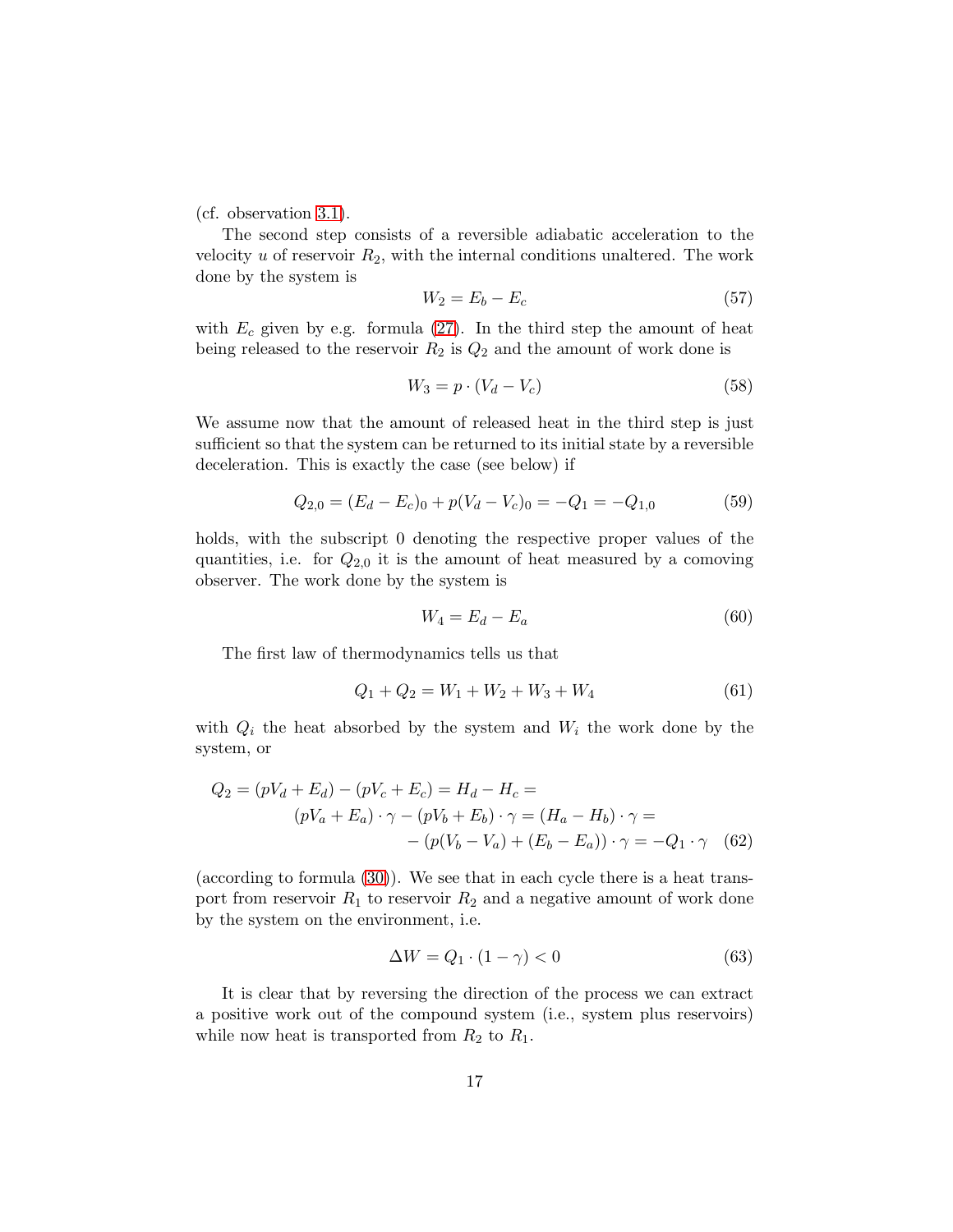(cf. observation 3.1).

The second step consists of a reversible adiabatic acceleration to the velocity $u$ of reservoir $R_2$, with the internal conditions unaltered. The work done by the system is

$$W_2 = E_b - E_c \tag{57}$$

with $E_c$ given by e.g. formula (27). In the third step the amount of heat being released to the reservoir $R_2$ is $Q_2$ and the amount of work done is

$$W_3 = p \cdot (V_d - V_c) \tag{58}$$

We assume now that the amount of released heat in the third step is just sufficient so that the system can be returned to its initial state by a reversible deceleration. This is exactly the case (see below) if

$$Q_{2,0} = (E_d - E_c)_0 + p(V_d - V_c)_0 = -Q_1 = -Q_{1,0} \tag{59}$$

holds, with the subscript 0 denoting the respective proper values of the quantities, i.e. for $Q_{2,0}$ it is the amount of heat measured by a comoving observer. The work done by the system is

$$W_4 = E_d - E_a \tag{60}$$

The first law of thermodynamics tells us that

$$Q_1 + Q_2 = W_1 + W_2 + W_3 + W_4 \tag{61}$$

with $Q_i$ the heat absorbed by the system and $W_i$ the work done by the system, or

$$\begin{aligned} Q_2 = (pV_d + E_d) - (pV_c + E_c) = H_d - H_c = \\ (pV_a + E_a) \cdot \gamma - (pV_b + E_b) \cdot \gamma = (H_a - H_b) \cdot \gamma = \\ -(p(V_b - V_a) + (E_b - E_a)) \cdot \gamma = -Q_1 \cdot \gamma \end{aligned} \tag{62}$$

(according to formula (30)). We see that in each cycle there is a heat transport from reservoir $R_1$ to reservoir $R_2$ and a negative amount of work done by the system on the environment, i.e.

$$\Delta W = Q_1 \cdot (1 - \gamma) < 0 \tag{63}$$

It is clear that by reversing the direction of the process we can extract a positive work out of the compound system (i.e., system plus reservoirs) while now heat is transported from $R_2$ to $R_1$.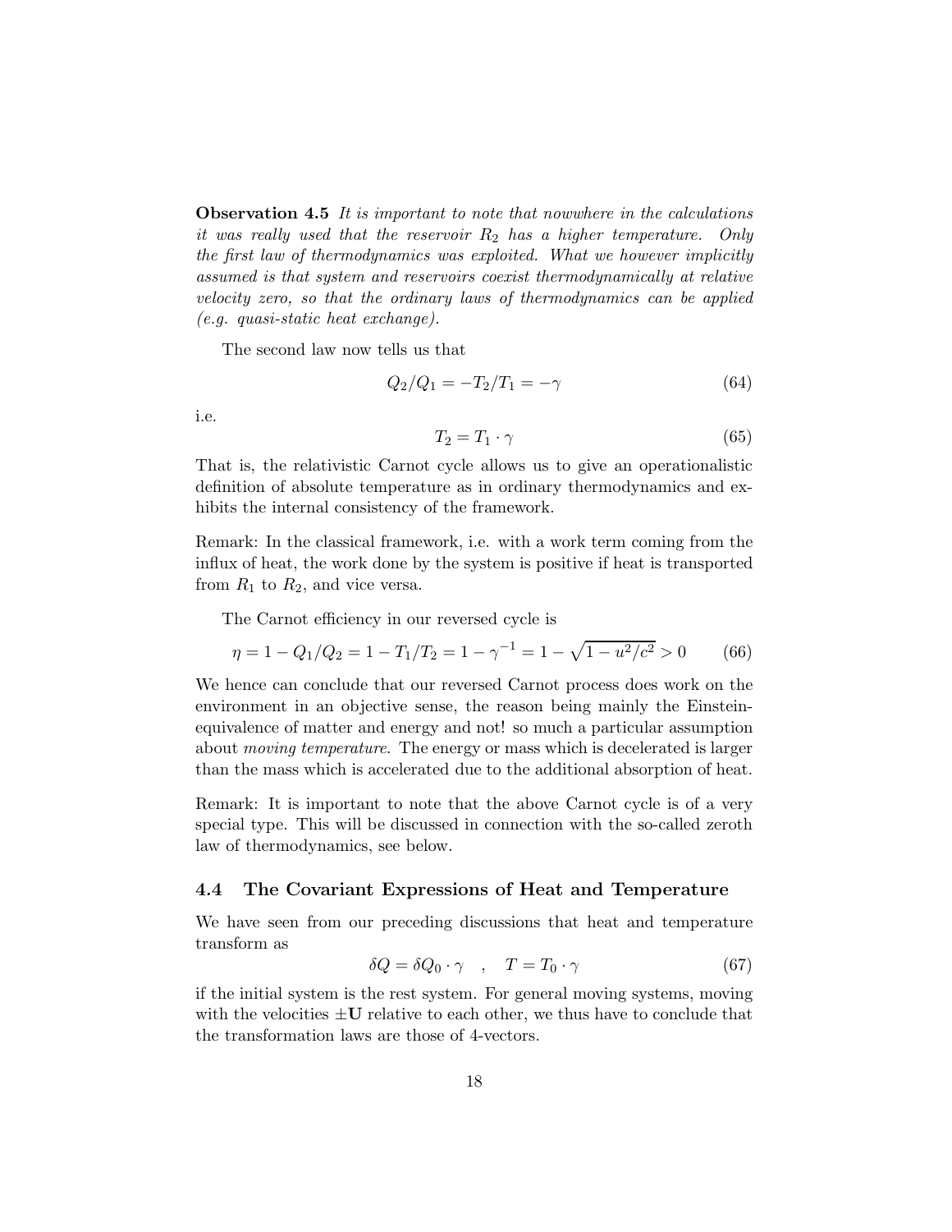**Observation 4.5** *It is important to note that nowhere in the calculations it was really used that the reservoir $R_2$ has a higher temperature. Only the first law of thermodynamics was exploited. What we however implicitly assumed is that system and reservoirs coexist thermodynamically at relative velocity zero, so that the ordinary laws of thermodynamics can be applied (e.g. quasi-static heat exchange).*

The second law now tells us that

$$Q_2/Q_1 = -T_2/T_1 = -\gamma \tag{64}$$

i.e.

$$T_2 = T_1 \cdot \gamma \tag{65}$$

That is, the relativistic Carnot cycle allows us to give an operationalistic definition of absolute temperature as in ordinary thermodynamics and exhibits the internal consistency of the framework.

Remark: In the classical framework, i.e. with a work term coming from the influx of heat, the work done by the system is positive if heat is transported from $R_1$ to $R_2$, and vice versa.

The Carnot efficiency in our reversed cycle is

$$\eta = 1 - Q_1/Q_2 = 1 - T_1/T_2 = 1 - \gamma^{-1} = 1 - \sqrt{1 - u^2/c^2} > 0 \tag{66}$$

We hence can conclude that our reversed Carnot process does work on the environment in an objective sense, the reason being mainly the Einstein-equivalence of matter and energy and not! so much a particular assumption about *moving temperature*. The energy or mass which is decelerated is larger than the mass which is accelerated due to the additional absorption of heat.

Remark: It is important to note that the above Carnot cycle is of a very special type. This will be discussed in connection with the so-called zeroth law of thermodynamics, see below.

### 4.4 The Covariant Expressions of Heat and Temperature

We have seen from our preceding discussions that heat and temperature transform as

$$\delta Q = \delta Q_0 \cdot \gamma \quad , \quad T = T_0 \cdot \gamma \tag{67}$$

if the initial system is the rest system. For general moving systems, moving with the velocities $\pm \mathbf{U}$ relative to each other, we thus have to conclude that the transformation laws are those of 4-vectors.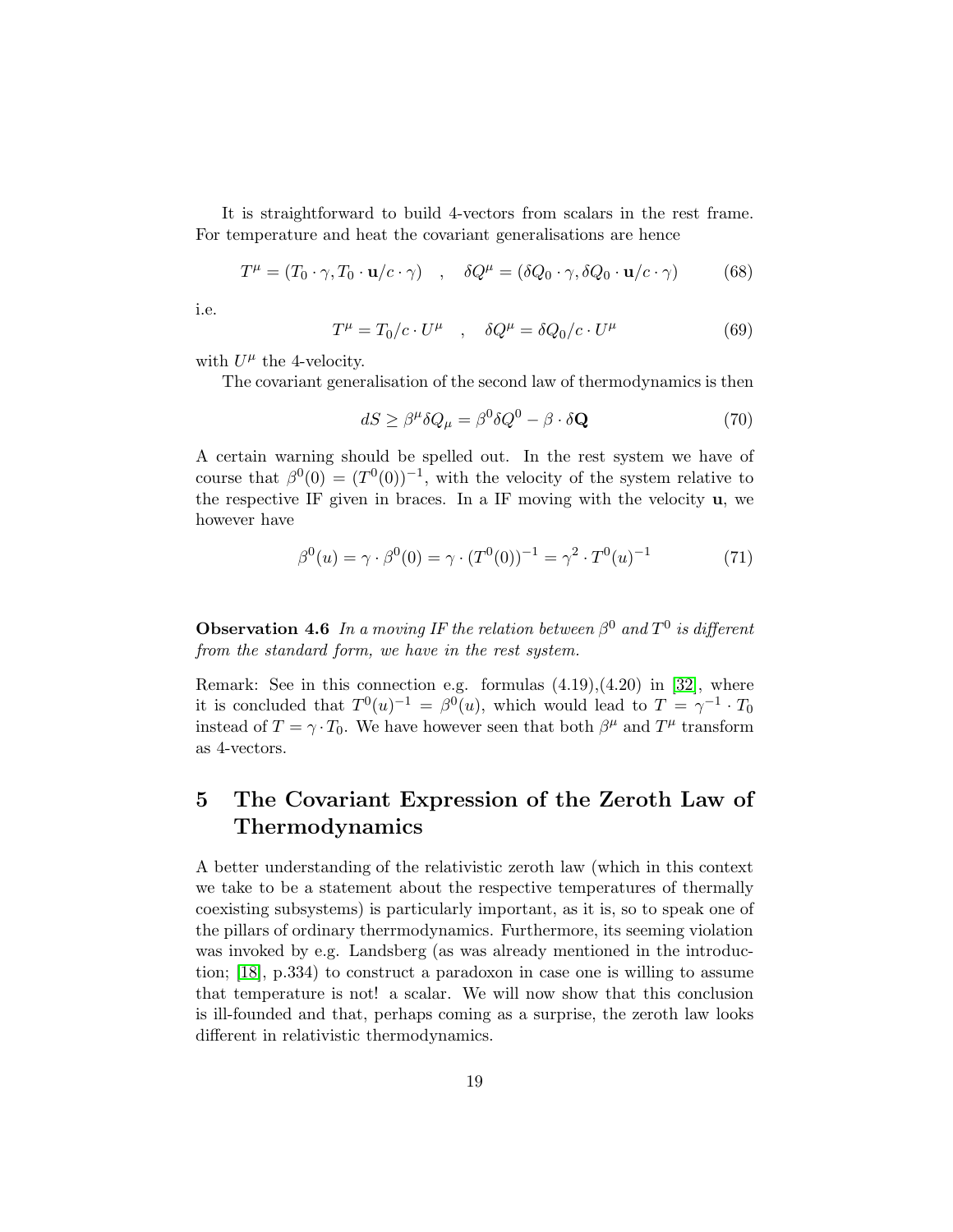It is straightforward to build 4-vectors from scalars in the rest frame. For temperature and heat the covariant generalisations are hence

$$T^{\mu} = (T_0 \cdot \gamma, T_0 \cdot \mathbf{u}/c \cdot \gamma) \quad , \quad \delta Q^{\mu} = (\delta Q_0 \cdot \gamma, \delta Q_0 \cdot \mathbf{u}/c \cdot \gamma) \tag{68}$$

i.e.

$$T^{\mu} = T_0/c \cdot U^{\mu} \quad , \quad \delta Q^{\mu} = \delta Q_0/c \cdot U^{\mu} \tag{69}$$

with $U^{\mu}$ the 4-velocity.

The covariant generalisation of the second law of thermodynamics is then

$$dS \geq \beta^{\mu} \delta Q_{\mu} = \beta^0 \delta Q^0 - \beta \cdot \delta \mathbf{Q} \tag{70}$$

A certain warning should be spelled out. In the rest system we have of course that $\beta^0(0) = (T^0(0))^{-1}$, with the velocity of the system relative to the respective IF given in braces. In a IF moving with the velocity $\mathbf{u}$, we however have

$$\beta^0(u) = \gamma \cdot \beta^0(0) = \gamma \cdot (T^0(0))^{-1} = \gamma^2 \cdot T^0(u)^{-1} \tag{71}$$

**Observation 4.6** *In a moving IF the relation between $\beta^0$ and $T^0$ is different from the standard form, we have in the rest system.*

Remark: See in this connection e.g. formulas (4.19),(4.20) in [32], where it is concluded that $T^0(u)^{-1} = \beta^0(u)$, which would lead to $T = \gamma^{-1} \cdot T_0$ instead of $T = \gamma \cdot T_0$. We have however seen that both $\beta^{\mu}$ and $T^{\mu}$ transform as 4-vectors.

# 5 The Covariant Expression of the Zeroth Law of Thermodynamics

A better understanding of the relativistic zeroth law (which in this context we take to be a statement about the respective temperatures of thermally coexisting subsystems) is particularly important, as it is, so to speak one of the pillars of ordinary therrmodynamics. Furthermore, its seeming violation was invoked by e.g. Landsberg (as was already mentioned in the introduction; [18], p.334) to construct a paradoxon in case one is willing to assume that temperature is not! a scalar. We will now show that this conclusion is ill-founded and that, perhaps coming as a surprise, the zeroth law looks different in relativistic thermodynamics.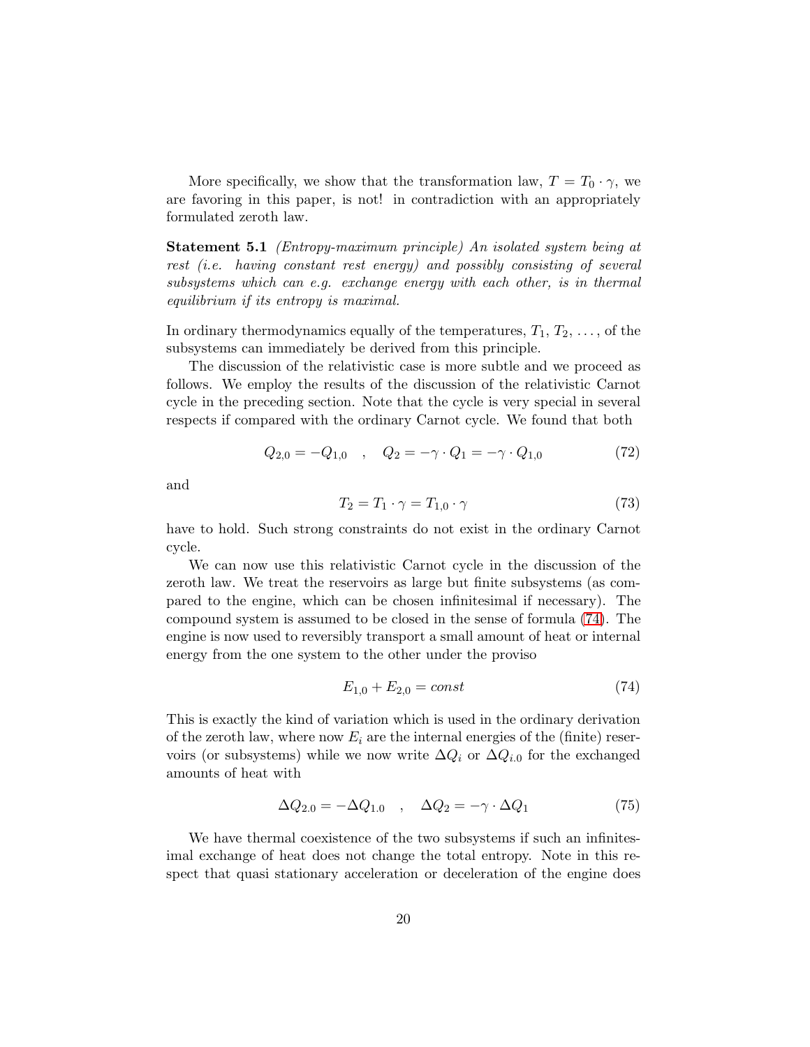More specifically, we show that the transformation law, $T = T_0 \cdot \gamma$, we are favoring in this paper, is not! in contradiction with an appropriately formulated zeroth law.

**Statement 5.1** *(Entropy-maximum principle) An isolated system being at rest (i.e. having constant rest energy) and possibly consisting of several subsystems which can e.g. exchange energy with each other, is in thermal equilibrium if its entropy is maximal.*

In ordinary thermodynamics equally of the temperatures, $T_1, T_2, \ldots$, of the subsystems can immediately be derived from this principle.

The discussion of the relativistic case is more subtle and we proceed as follows. We employ the results of the discussion of the relativistic Carnot cycle in the preceding section. Note that the cycle is very special in several respects if compared with the ordinary Carnot cycle. We found that both

$$Q_{2,0} = -Q_{1,0} \quad , \quad Q_2 = -\gamma \cdot Q_1 = -\gamma \cdot Q_{1,0} \tag{72}$$

and

$$T_2 = T_1 \cdot \gamma = T_{1,0} \cdot \gamma \tag{73}$$

have to hold. Such strong constraints do not exist in the ordinary Carnot cycle.

We can now use this relativistic Carnot cycle in the discussion of the zeroth law. We treat the reservoirs as large but finite subsystems (as compared to the engine, which can be chosen infinitesimal if necessary). The compound system is assumed to be closed in the sense of formula (74). The engine is now used to reversibly transport a small amount of heat or internal energy from the one system to the other under the proviso

$$E_{1,0} + E_{2,0} = const \tag{74}$$

This is exactly the kind of variation which is used in the ordinary derivation of the zeroth law, where now $E_i$ are the internal energies of the (finite) reservoirs (or subsystems) while we now write $\Delta Q_i$ or $\Delta Q_{i.0}$ for the exchanged amounts of heat with

$$\Delta Q_{2.0} = -\Delta Q_{1.0} \quad , \quad \Delta Q_2 = -\gamma \cdot \Delta Q_1 \tag{75}$$

We have thermal coexistence of the two subsystems if such an infinitesimal exchange of heat does not change the total entropy. Note in this respect that quasi stationary acceleration or deceleration of the engine does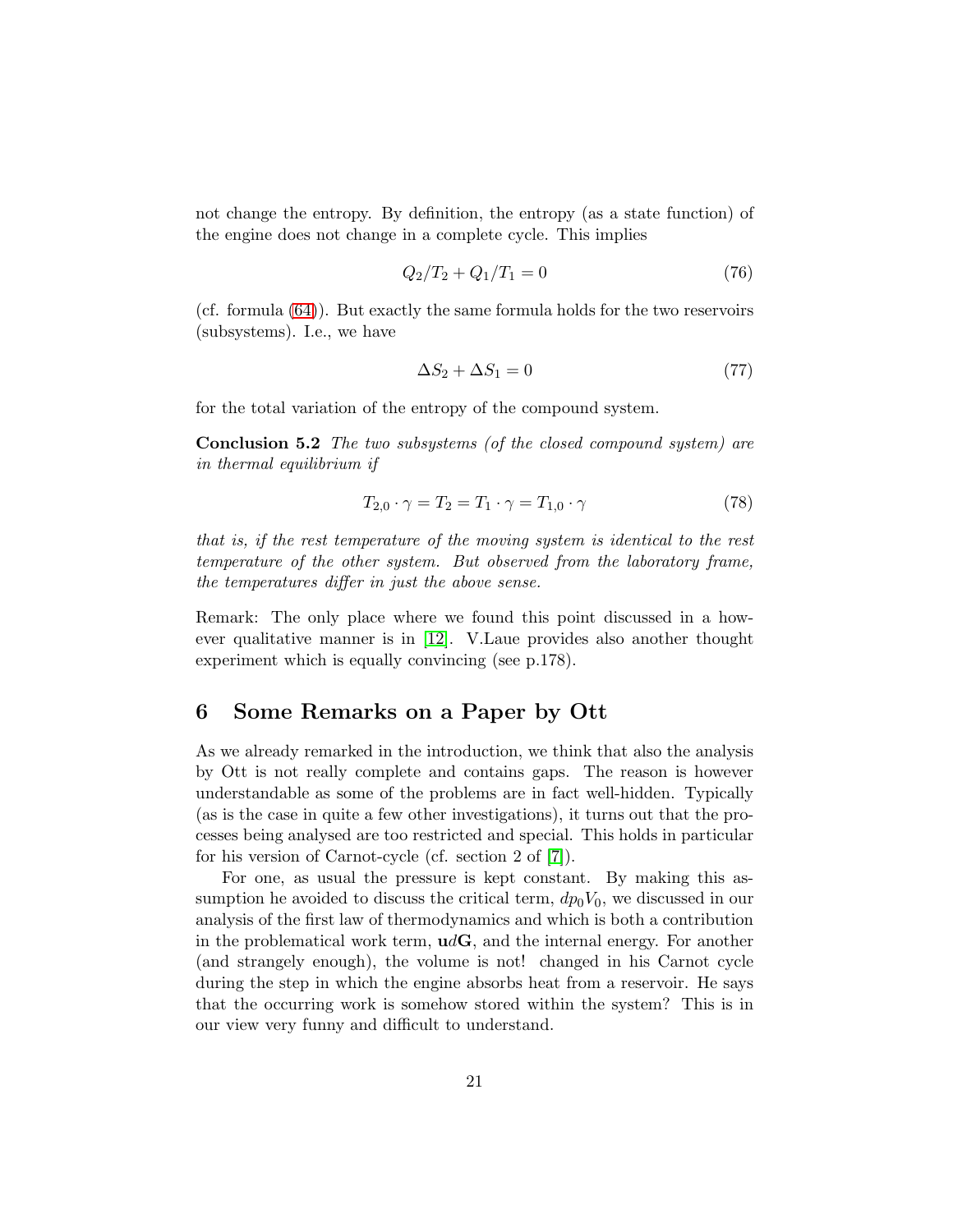not change the entropy. By definition, the entropy (as a state function) of the engine does not change in a complete cycle. This implies

$$Q_2/T_2 + Q_1/T_1 = 0 \tag{76}$$

(cf. formula (64)). But exactly the same formula holds for the two reservoirs (subsystems). I.e., we have

$$\Delta S_2 + \Delta S_1 = 0 \tag{77}$$

for the total variation of the entropy of the compound system.

**Conclusion 5.2** *The two subsystems (of the closed compound system) are in thermal equilibrium if*

$$T_{2,0} \cdot \gamma = T_2 = T_1 \cdot \gamma = T_{1,0} \cdot \gamma \tag{78}$$

*that is, if the rest temperature of the moving system is identical to the rest temperature of the other system. But observed from the laboratory frame, the temperatures differ in just the above sense.*

Remark: The only place where we found this point discussed in a however qualitative manner is in [12]. V.Laue provides also another thought experiment which is equally convincing (see p.178).

## 6 Some Remarks on a Paper by Ott

As we already remarked in the introduction, we think that also the analysis by Ott is not really complete and contains gaps. The reason is however understandable as some of the problems are in fact well-hidden. Typically (as is the case in quite a few other investigations), it turns out that the processes being analysed are too restricted and special. This holds in particular for his version of Carnot-cycle (cf. section 2 of [7]).

For one, as usual the pressure is kept constant. By making this assumption he avoided to discuss the critical term, $dp_0 V_0$, we discussed in our analysis of the first law of thermodynamics and which is both a contribution in the problematical work term, $\mathbf{u}d\mathbf{G}$, and the internal energy. For another (and strangely enough), the volume is not! changed in his Carnot cycle during the step in which the engine absorbs heat from a reservoir. He says that the occurring work is somehow stored within the system? This is in our view very funny and difficult to understand.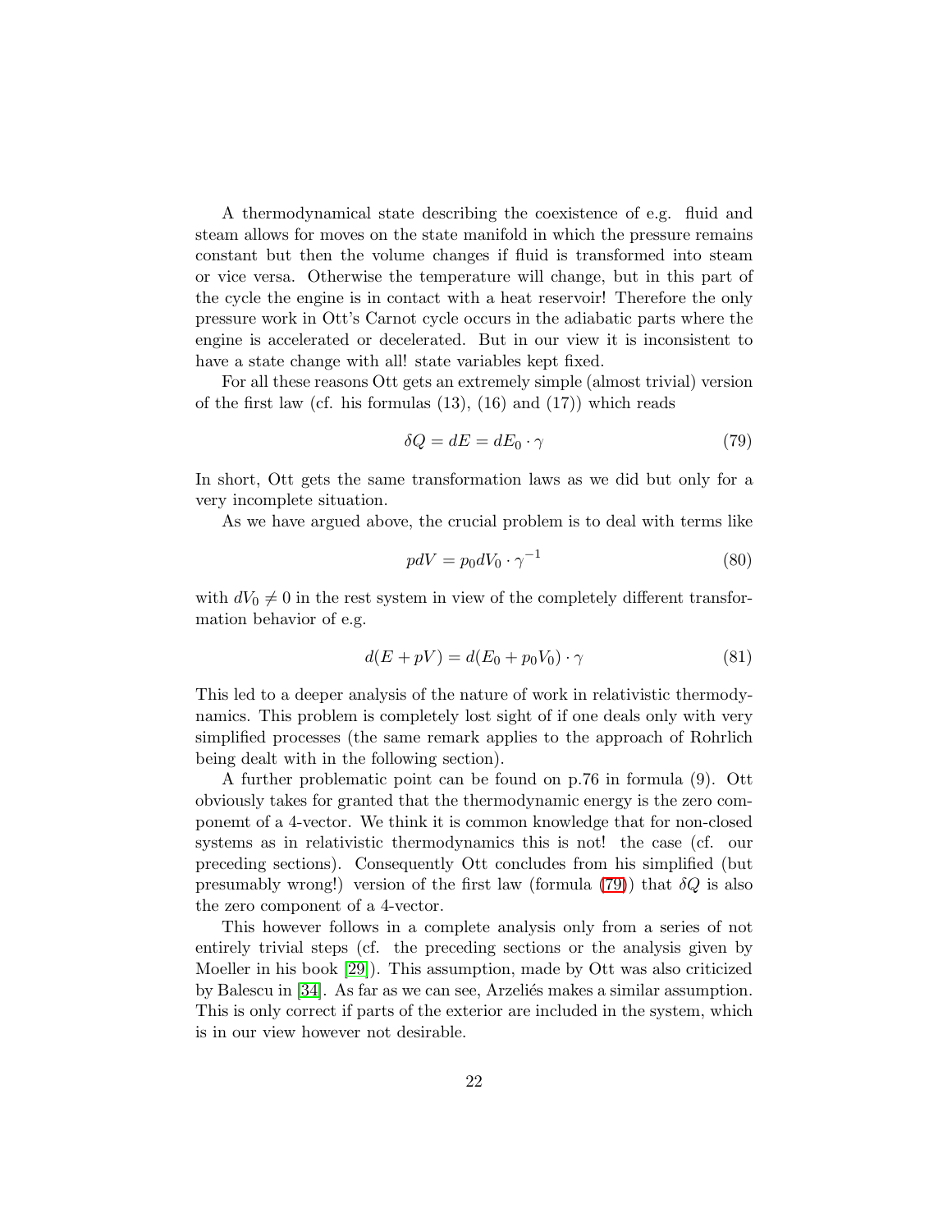A thermodynamical state describing the coexistence of e.g. fluid and steam allows for moves on the state manifold in which the pressure remains constant but then the volume changes if fluid is transformed into steam or vice versa. Otherwise the temperature will change, but in this part of the cycle the engine is in contact with a heat reservoir! Therefore the only pressure work in Ott's Carnot cycle occurs in the adiabatic parts where the engine is accelerated or decelerated. But in our view it is inconsistent to have a state change with all! state variables kept fixed.

For all these reasons Ott gets an extremely simple (almost trivial) version of the first law (cf. his formulas (13), (16) and (17)) which reads

$$\delta Q = dE = dE_0 \cdot \gamma \tag{79}$$

In short, Ott gets the same transformation laws as we did but only for a very incomplete situation.

As we have argued above, the crucial problem is to deal with terms like

$$pdV = p_0 dV_0 \cdot \gamma^{-1} \tag{80}$$

with $dV_0 \neq 0$ in the rest system in view of the completely different transformation behavior of e.g.

$$d(E + pV) = d(E_0 + p_0 V_0) \cdot \gamma \tag{81}$$

This led to a deeper analysis of the nature of work in relativistic thermodynamics. This problem is completely lost sight of if one deals only with very simplified processes (the same remark applies to the approach of Rohrlich being dealt with in the following section).

A further problematic point can be found on p.76 in formula (9). Ott obviously takes for granted that the thermodynamic energy is the zero componemt of a 4-vector. We think it is common knowledge that for non-closed systems as in relativistic thermodynamics this is not! the case (cf. our preceding sections). Consequently Ott concludes from his simplified (but presumably wrong!) version of the first law (formula (79)) that $\delta Q$ is also the zero component of a 4-vector.

This however follows in a complete analysis only from a series of not entirely trivial steps (cf. the preceding sections or the analysis given by Moeller in his book [29]). This assumption, made by Ott was also criticized by Balescu in [34]. As far as we can see, Arzeliés makes a similar assumption. This is only correct if parts of the exterior are included in the system, which is in our view however not desirable.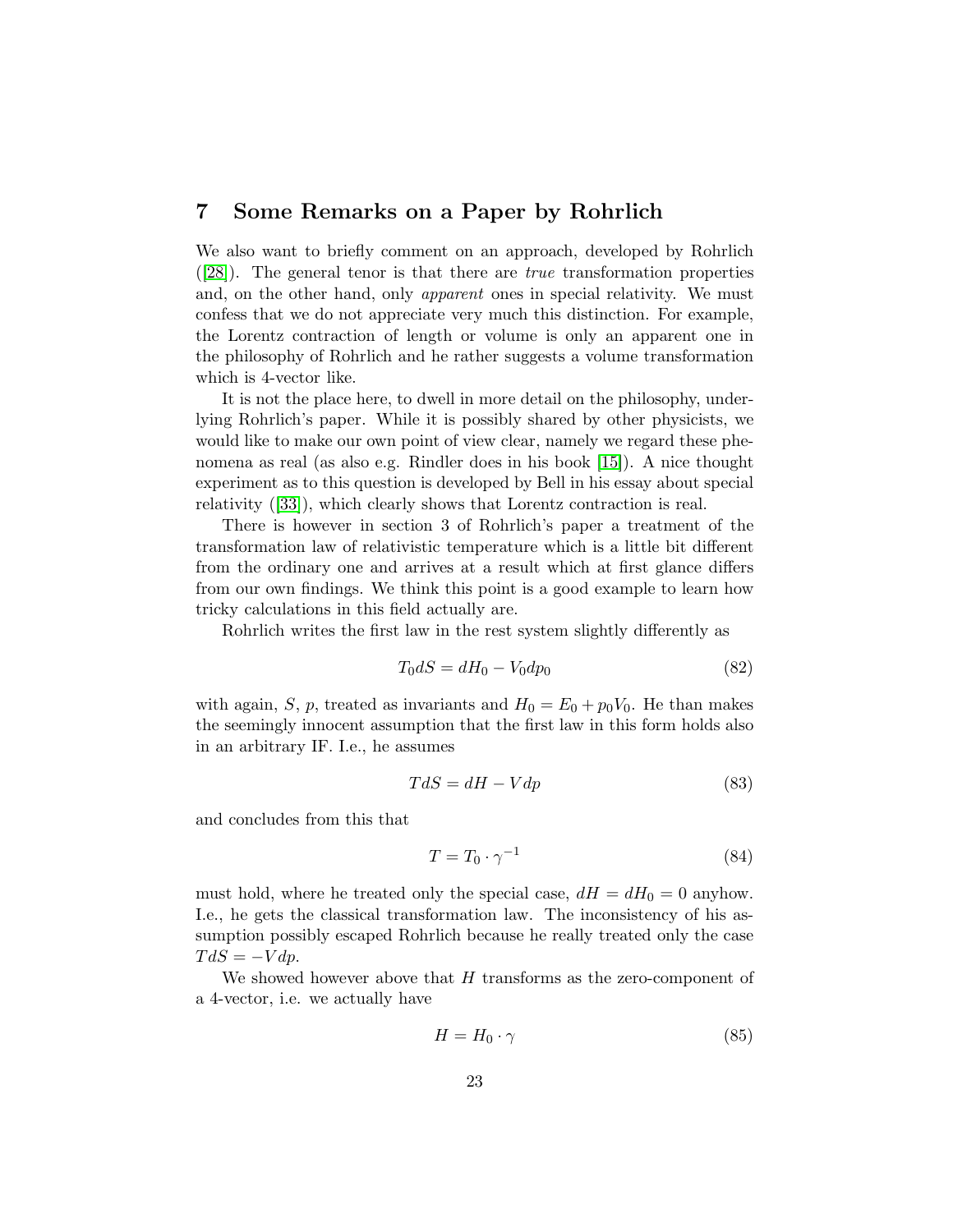## 7 Some Remarks on a Paper by Rohrlich

We also want to briefly comment on an approach, developed by Rohrlich ([28]). The general tenor is that there are *true* transformation properties and, on the other hand, only *apparent* ones in special relativity. We must confess that we do not appreciate very much this distinction. For example, the Lorentz contraction of length or volume is only an apparent one in the philosophy of Rohrlich and he rather suggests a volume transformation which is 4-vector like.

It is not the place here, to dwell in more detail on the philosophy, underlying Rohrlich's paper. While it is possibly shared by other physicists, we would like to make our own point of view clear, namely we regard these phenomena as real (as also e.g. Rindler does in his book [15]). A nice thought experiment as to this question is developed by Bell in his essay about special relativity ([33]), which clearly shows that Lorentz contraction is real.

There is however in section 3 of Rohrlich's paper a treatment of the transformation law of relativistic temperature which is a little bit different from the ordinary one and arrives at a result which at first glance differs from our own findings. We think this point is a good example to learn how tricky calculations in this field actually are.

Rohrlich writes the first law in the rest system slightly differently as

$$T_0 dS = dH_0 - V_0 dp_0 \tag{82}$$

with again, $S$, $p$, treated as invariants and $H_0 = E_0 + p_0 V_0$. He than makes the seemingly innocent assumption that the first law in this form holds also in an arbitrary IF. I.e., he assumes

$$T dS = dH - V dp \tag{83}$$

and concludes from this that

$$T = T_0 \cdot \gamma^{-1} \tag{84}$$

must hold, where he treated only the special case, $dH = dH_0 = 0$ anyhow. I.e., he gets the classical transformation law. The inconsistency of his assumption possibly escaped Rohrlich because he really treated only the case $T dS = -V dp$.

We showed however above that $H$ transforms as the zero-component of a 4-vector, i.e. we actually have

$$H = H_0 \cdot \gamma \tag{85}$$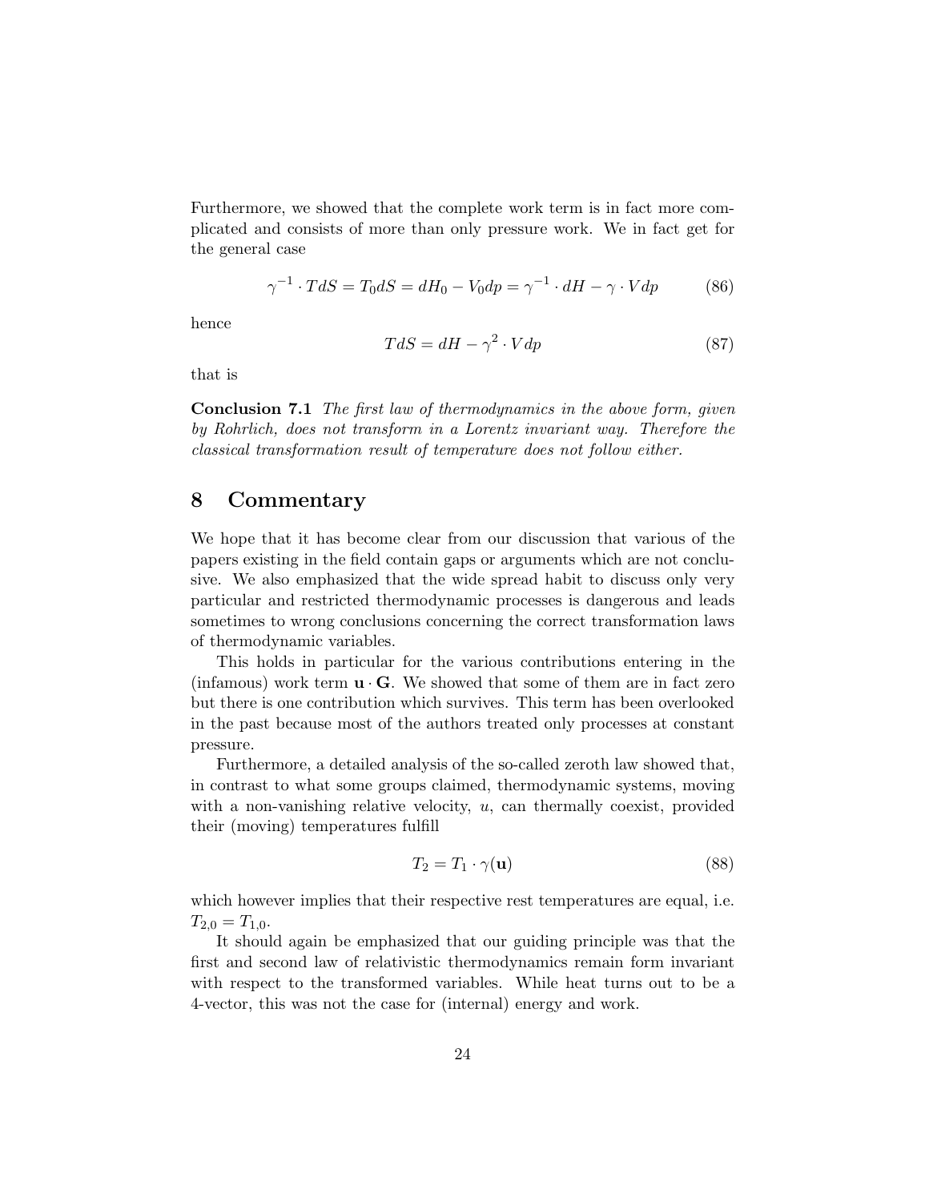Furthermore, we showed that the complete work term is in fact more complicated and consists of more than only pressure work. We in fact get for the general case

$$\gamma^{-1} \cdot TdS = T_0 dS = dH_0 - V_0 dp = \gamma^{-1} \cdot dH - \gamma \cdot V dp \tag{86}$$

hence

$$TdS = dH - \gamma^2 \cdot V dp \tag{87}$$

that is

**Conclusion 7.1** *The first law of thermodynamics in the above form, given by Rohrlich, does not transform in a Lorentz invariant way. Therefore the classical transformation result of temperature does not follow either.*

## 8 Commentary

We hope that it has become clear from our discussion that various of the papers existing in the field contain gaps or arguments which are not conclusive. We also emphasized that the wide spread habit to discuss only very particular and restricted thermodynamic processes is dangerous and leads sometimes to wrong conclusions concerning the correct transformation laws of thermodynamic variables.

This holds in particular for the various contributions entering in the (infamous) work term $\mathbf{u} \cdot \mathbf{G}$. We showed that some of them are in fact zero but there is one contribution which survives. This term has been overlooked in the past because most of the authors treated only processes at constant pressure.

Furthermore, a detailed analysis of the so-called zeroth law showed that, in contrast to what some groups claimed, thermodynamic systems, moving with a non-vanishing relative velocity, $u$, can thermally coexist, provided their (moving) temperatures fulfill

$$T_2 = T_1 \cdot \gamma(\mathbf{u}) \tag{88}$$

which however implies that their respective rest temperatures are equal, i.e. $T_{2,0} = T_{1,0}$.

It should again be emphasized that our guiding principle was that the first and second law of relativistic thermodynamics remain form invariant with respect to the transformed variables. While heat turns out to be a 4-vector, this was not the case for (internal) energy and work.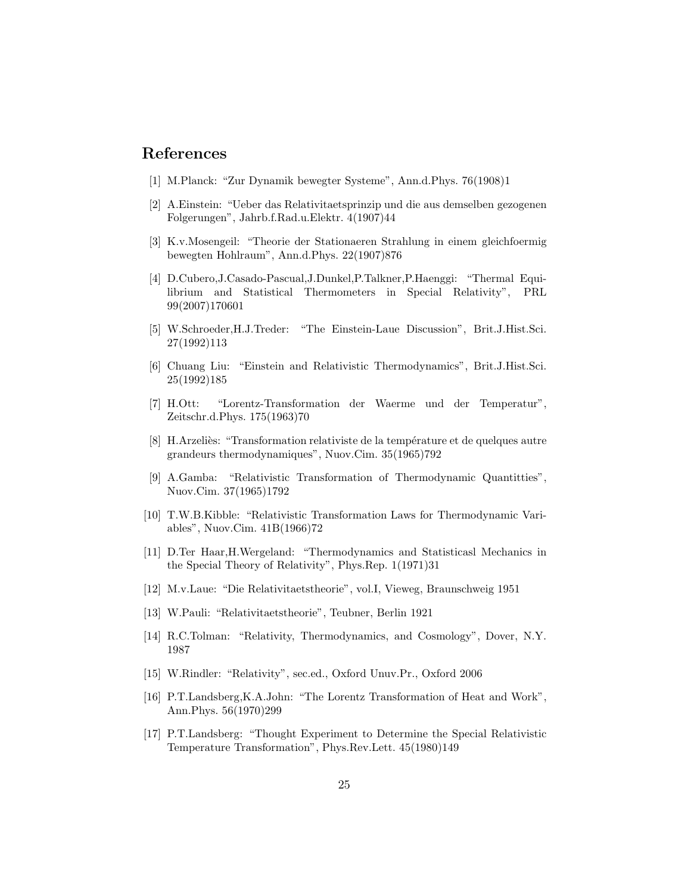## References

[1] M.Planck: "Zur Dynamik bewegter Systeme", Ann.d.Phys. 76(1908)1

[2] A.Einstein: "Ueber das Relativitaetsprinzip und die aus demselben gezogenen Folgerungen", Jahrb.f.Rad.u.Elektr. 4(1907)44

[3] K.v.Mosengeil: "Theorie der Stationaeren Strahlung in einem gleichfoermig bewegten Hohlraum", Ann.d.Phys. 22(1907)876

[4] D.Cubero,J.Casado-Pascual,J.Dunkel,P.Talkner,P.Haenggi: "Thermal Equilibrium and Statistical Thermometers in Special Relativity", PRL 99(2007)170601

[5] W.Schroeder,H.J.Treder: "The Einstein-Laue Discussion", Brit.J.Hist.Sci. 27(1992)113

[6] Chuang Liu: "Einstein and Relativistic Thermodynamics", Brit.J.Hist.Sci. 25(1992)185

[7] H.Ott: "Lorentz-Transformation der Waerme und der Temperatur", Zeitschr.d.Phys. 175(1963)70

[8] H.Arzeliès: "Transformation relativiste de la température et de quelques autre grandeurs thermodynamiques", Nuov.Cim. 35(1965)792

[9] A.Gamba: "Relativistic Transformation of Thermodynamic Quantitties", Nuov.Cim. 37(1965)1792

[10] T.W.B.Kibble: "Relativistic Transformation Laws for Thermodynamic Variables", Nuov.Cim. 41B(1966)72

[11] D.Ter Haar,H.Wergeland: "Thermodynamics and Statisticasl Mechanics in the Special Theory of Relativity", Phys.Rep. 1(1971)31

[12] M.v.Laue: "Die Relativitaetstheorie", vol.I, Vieweg, Braunschweig 1951

[13] W.Pauli: "Relativitaetstheorie", Teubner, Berlin 1921

[14] R.C.Tolman: "Relativity, Thermodynamics, and Cosmology", Dover, N.Y. 1987

[15] W.Rindler: "Relativity", sec.ed., Oxford Unuv.Pr., Oxford 2006

[16] P.T.Landsberg,K.A.John: "The Lorentz Transformation of Heat and Work", Ann.Phys. 56(1970)299

[17] P.T.Landsberg: "Thought Experiment to Determine the Special Relativistic Temperature Transformation", Phys.Rev.Lett. 45(1980)149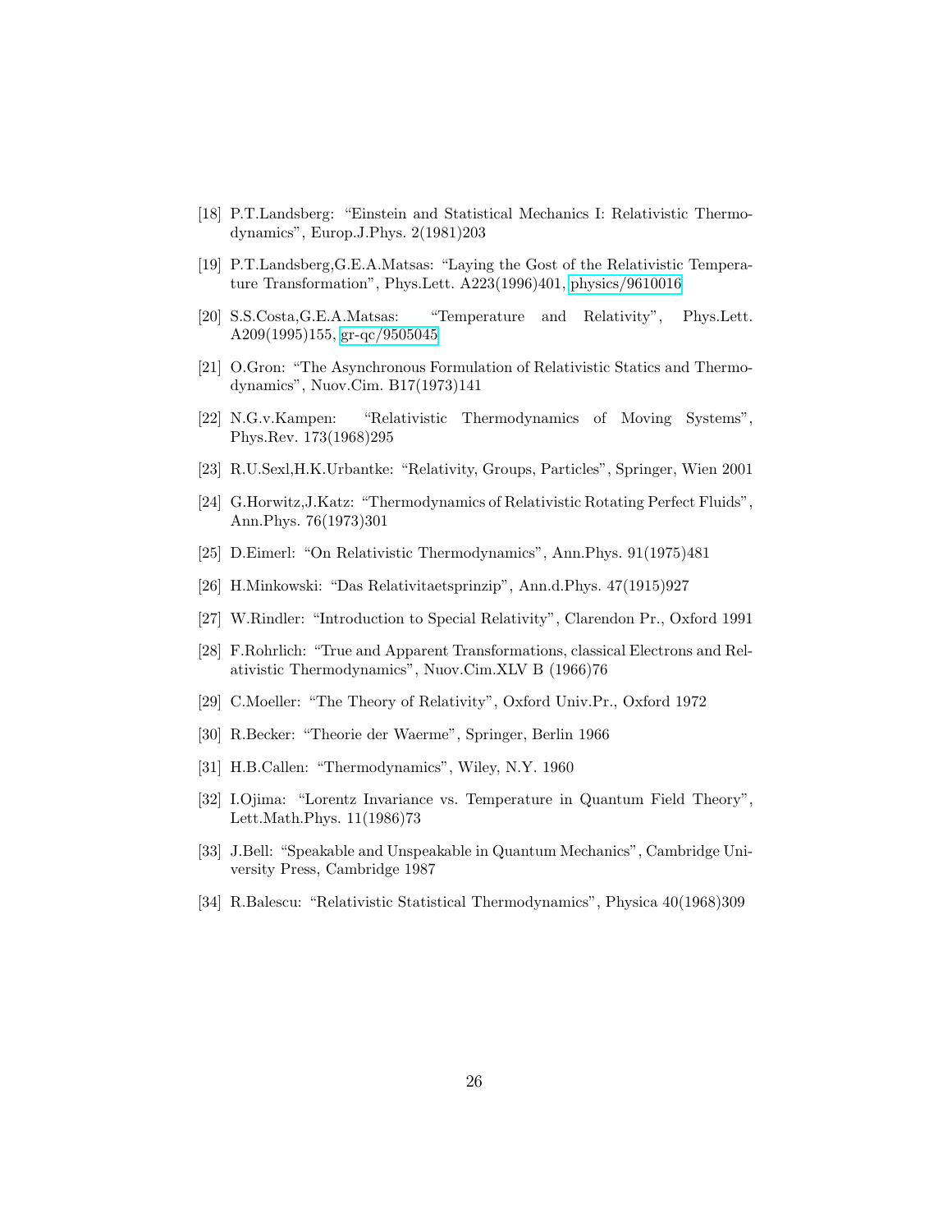[18] P.T.Landsberg: "Einstein and Statistical Mechanics I: Relativistic Thermodynamics", Europ.J.Phys. 2(1981)203

[19] P.T.Landsberg,G.E.A.Matsas: "Laying the Gost of the Relativistic Temperature Transformation", Phys.Lett. A223(1996)401, physics/9610016

[20] S.S.Costa,G.E.A.Matsas: "Temperature and Relativity", Phys.Lett. A209(1995)155, gr-qc/9505045

[21] O.Gron: "The Asynchronous Formulation of Relativistic Statics and Thermodynamics", Nuov.Cim. B17(1973)141

[22] N.G.v.Kampen: "Relativistic Thermodynamics of Moving Systems", Phys.Rev. 173(1968)295

[23] R.U.Sexl,H.K.Urbantke: "Relativity, Groups, Particles", Springer, Wien 2001

[24] G.Horwitz,J.Katz: "Thermodynamics of Relativistic Rotating Perfect Fluids", Ann.Phys. 76(1973)301

[25] D.Eimerl: "On Relativistic Thermodynamics", Ann.Phys. 91(1975)481

[26] H.Minkowski: "Das Relativitaetsprinzip", Ann.d.Phys. 47(1915)927

[27] W.Rindler: "Introduction to Special Relativity", Clarendon Pr., Oxford 1991

[28] F.Rohrlich: "True and Apparent Transformations, classical Electrons and Relativistic Thermodynamics", Nuov.Cim.XLV B (1966)76

[29] C.Moeller: "The Theory of Relativity", Oxford Univ.Pr., Oxford 1972

[30] R.Becker: "Theorie der Waerme", Springer, Berlin 1966

[31] H.B.Callen: "Thermodynamics", Wiley, N.Y. 1960

[32] I.Ojima: "Lorentz Invariance vs. Temperature in Quantum Field Theory", Lett.Math.Phys. 11(1986)73

[33] J.Bell: "Speakable and Unspeakable in Quantum Mechanics", Cambridge University Press, Cambridge 1987

[34] R.Balescu: "Relativistic Statistical Thermodynamics", Physica 40(1968)309